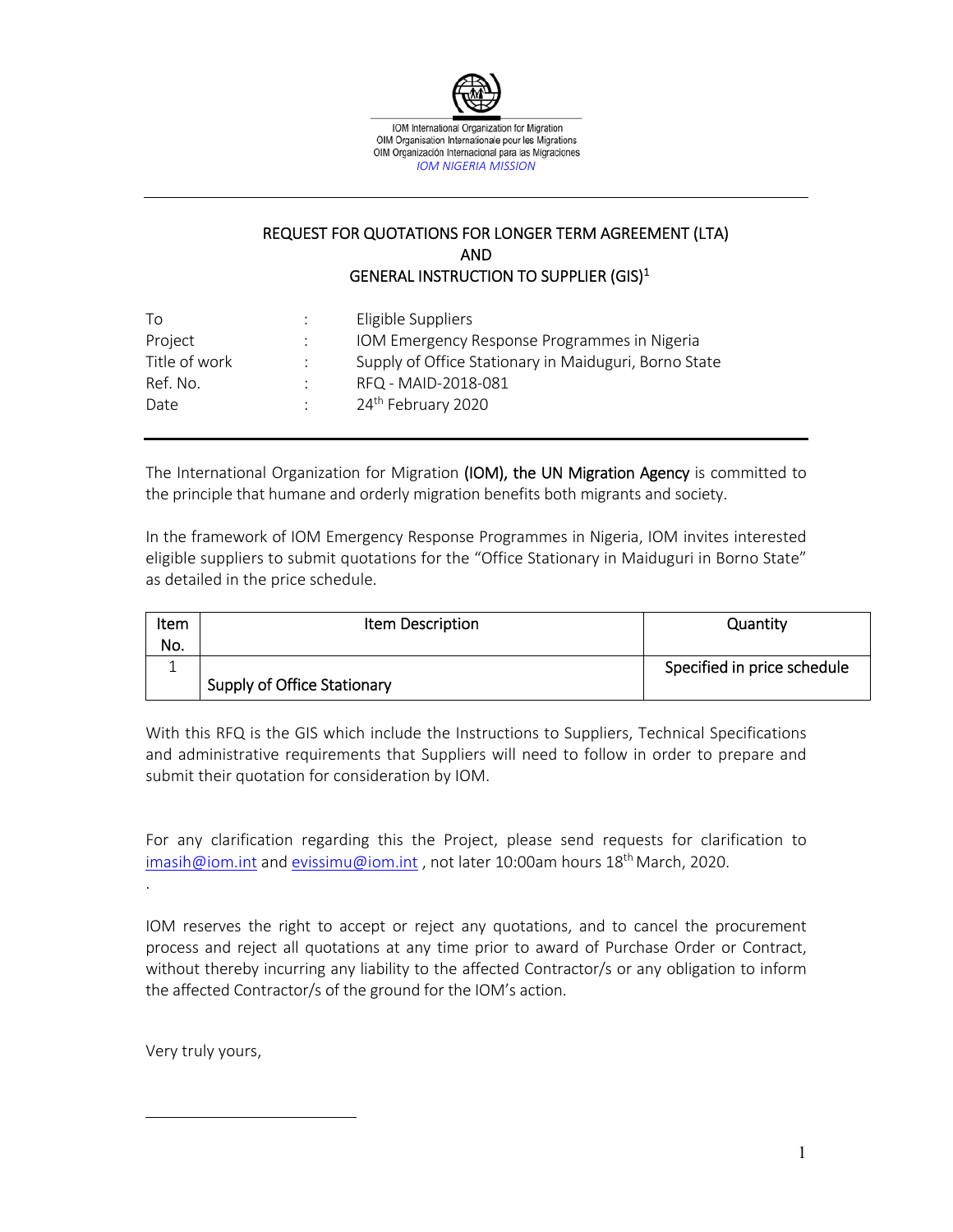IOM International Organization for Migration
OIM Organisation Internationale pour les Migrations
OIM Organización Internacional para las Migraciones
*IOM NIGERIA MISSION*

---

# REQUEST FOR QUOTATIONS FOR LONGER TERM AGREEMENT (LTA) AND GENERAL INSTRUCTION TO SUPPLIER (GIS)[1]

| | | |
|---|---|---|
| To | : | Eligible Suppliers |
| Project | : | IOM Emergency Response Programmes in Nigeria |
| Title of work | : | Supply of Office Stationary in Maiduguri, Borno State |
| Ref. No. | : | RFQ - MAID-2018-081 |
| Date | : | 24th February 2020 |

---

The International Organization for Migration **(IOM), the UN Migration Agency** is committed to the principle that humane and orderly migration benefits both migrants and society.

In the framework of IOM Emergency Response Programmes in Nigeria, IOM invites interested eligible suppliers to submit quotations for the "Office Stationary in Maiduguri in Borno State" as detailed in the price schedule.

| Item No. | Item Description | Quantity |
|---|---|---|
| 1 | Supply of Office Stationary | Specified in price schedule |

With this RFQ is the GIS which include the Instructions to Suppliers, Technical Specifications and administrative requirements that Suppliers will need to follow in order to prepare and submit their quotation for consideration by IOM.

For any clarification regarding this the Project, please send requests for clarification to imasih@iom.int and evissimu@iom.int , not later 10:00am hours 18th March, 2020.

.

IOM reserves the right to accept or reject any quotations, and to cancel the procurement process and reject all quotations at any time prior to award of Purchase Order or Contract, without thereby incurring any liability to the affected Contractor/s or any obligation to inform the affected Contractor/s of the ground for the IOM's action.

Very truly yours,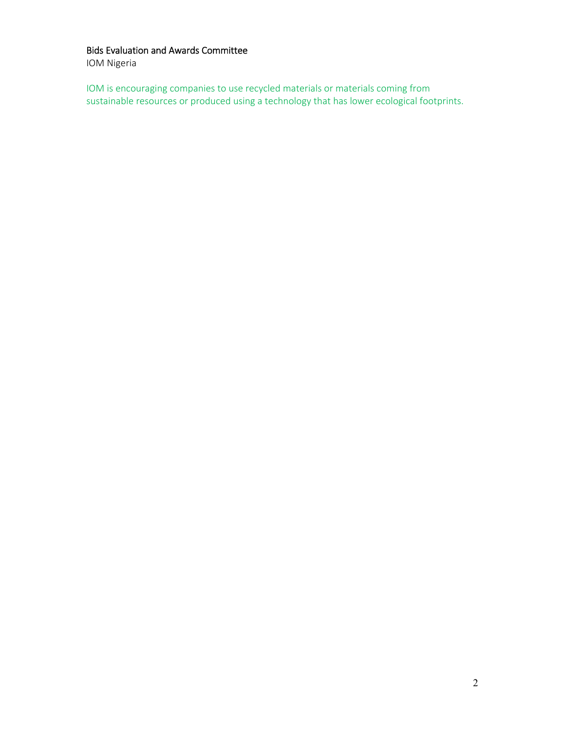Bids Evaluation and Awards Committee
IOM Nigeria

IOM is encouraging companies to use recycled materials or materials coming from sustainable resources or produced using a technology that has lower ecological footprints.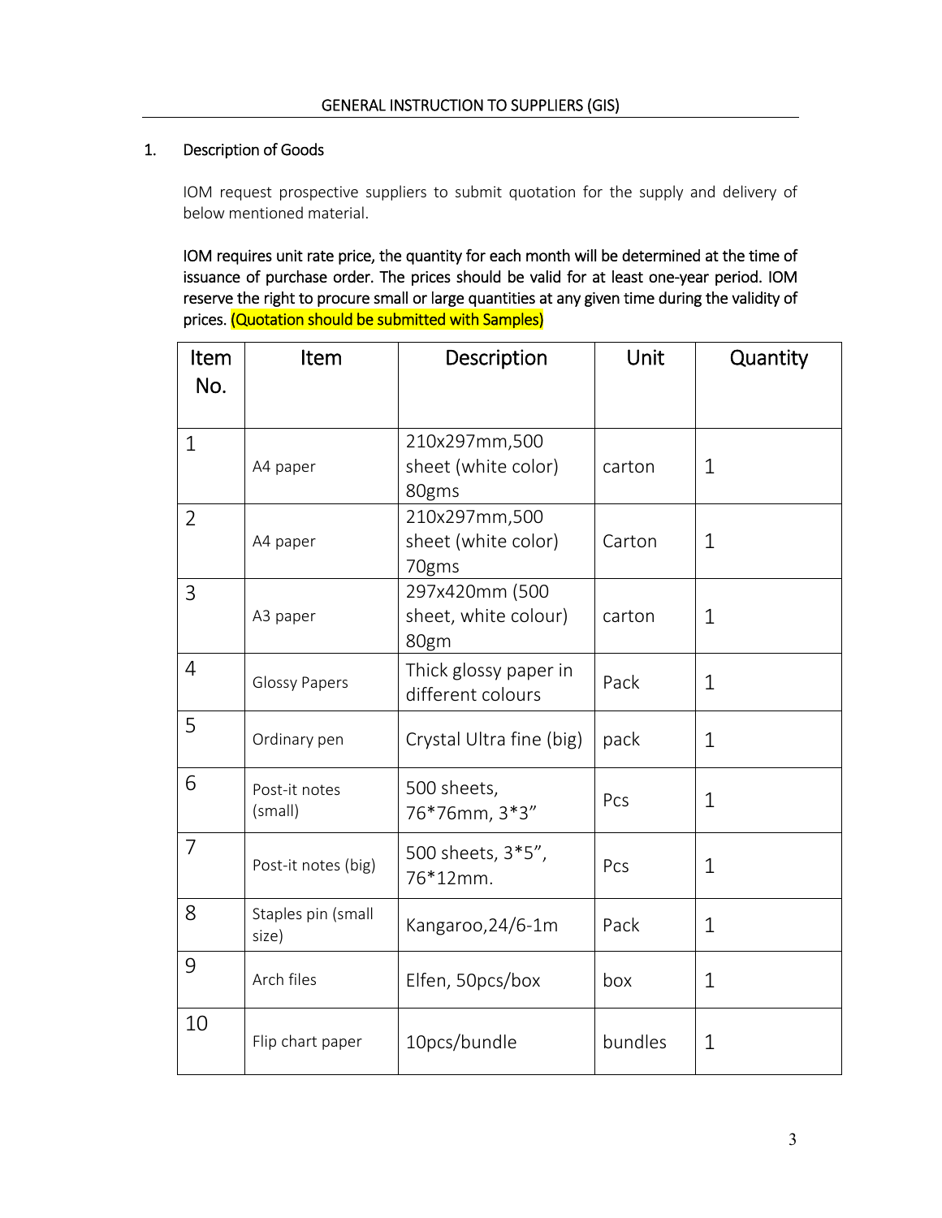## GENERAL INSTRUCTION TO SUPPLIERS (GIS)

1. Description of Goods

IOM request prospective suppliers to submit quotation for the supply and delivery of below mentioned material.

**IOM requires unit rate price, the quantity for each month will be determined at the time of issuance of purchase order. The prices should be valid for at least one-year period. IOM reserve the right to procure small or large quantities at any given time during the validity of prices. (Quotation should be submitted with Samples)**

| Item No. | Item | Description | Unit | Quantity |
|---|---|---|---|---|
| 1 | A4 paper | 210x297mm,500 sheet (white color) 80gms | carton | 1 |
| 2 | A4 paper | 210x297mm,500 sheet (white color) 70gms | Carton | 1 |
| 3 | A3 paper | 297x420mm (500 sheet, white colour) 80gm | carton | 1 |
| 4 | Glossy Papers | Thick glossy paper in different colours | Pack | 1 |
| 5 | Ordinary pen | Crystal Ultra fine (big) | pack | 1 |
| 6 | Post-it notes (small) | 500 sheets, 76*76mm, 3*3" | Pcs | 1 |
| 7 | Post-it notes (big) | 500 sheets, 3*5", 76*12mm. | Pcs | 1 |
| 8 | Staples pin (small size) | Kangaroo,24/6-1m | Pack | 1 |
| 9 | Arch files | Elfen, 50pcs/box | box | 1 |
| 10 | Flip chart paper | 10pcs/bundle | bundles | 1 |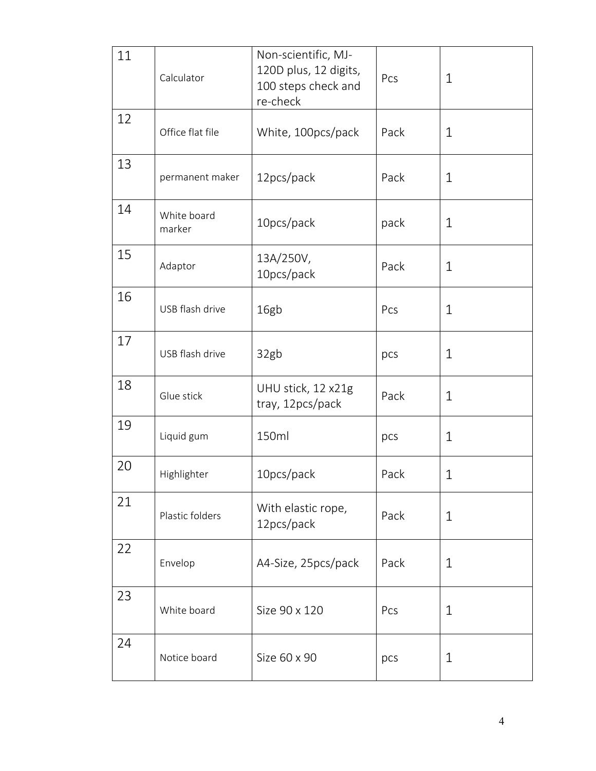| 11 | Calculator | Non-scientific, MJ-120D plus, 12 digits, 100 steps check and re-check | Pcs | 1 |
|---|---|---|---|---|
| 12 | Office flat file | White, 100pcs/pack | Pack | 1 |
| 13 | permanent maker | 12pcs/pack | Pack | 1 |
| 14 | White board marker | 10pcs/pack | pack | 1 |
| 15 | Adaptor | 13A/250V, 10pcs/pack | Pack | 1 |
| 16 | USB flash drive | 16gb | Pcs | 1 |
| 17 | USB flash drive | 32gb | pcs | 1 |
| 18 | Glue stick | UHU stick, 12 x21g tray, 12pcs/pack | Pack | 1 |
| 19 | Liquid gum | 150ml | pcs | 1 |
| 20 | Highlighter | 10pcs/pack | Pack | 1 |
| 21 | Plastic folders | With elastic rope, 12pcs/pack | Pack | 1 |
| 22 | Envelop | A4-Size, 25pcs/pack | Pack | 1 |
| 23 | White board | Size 90 x 120 | Pcs | 1 |
| 24 | Notice board | Size 60 x 90 | pcs | 1 |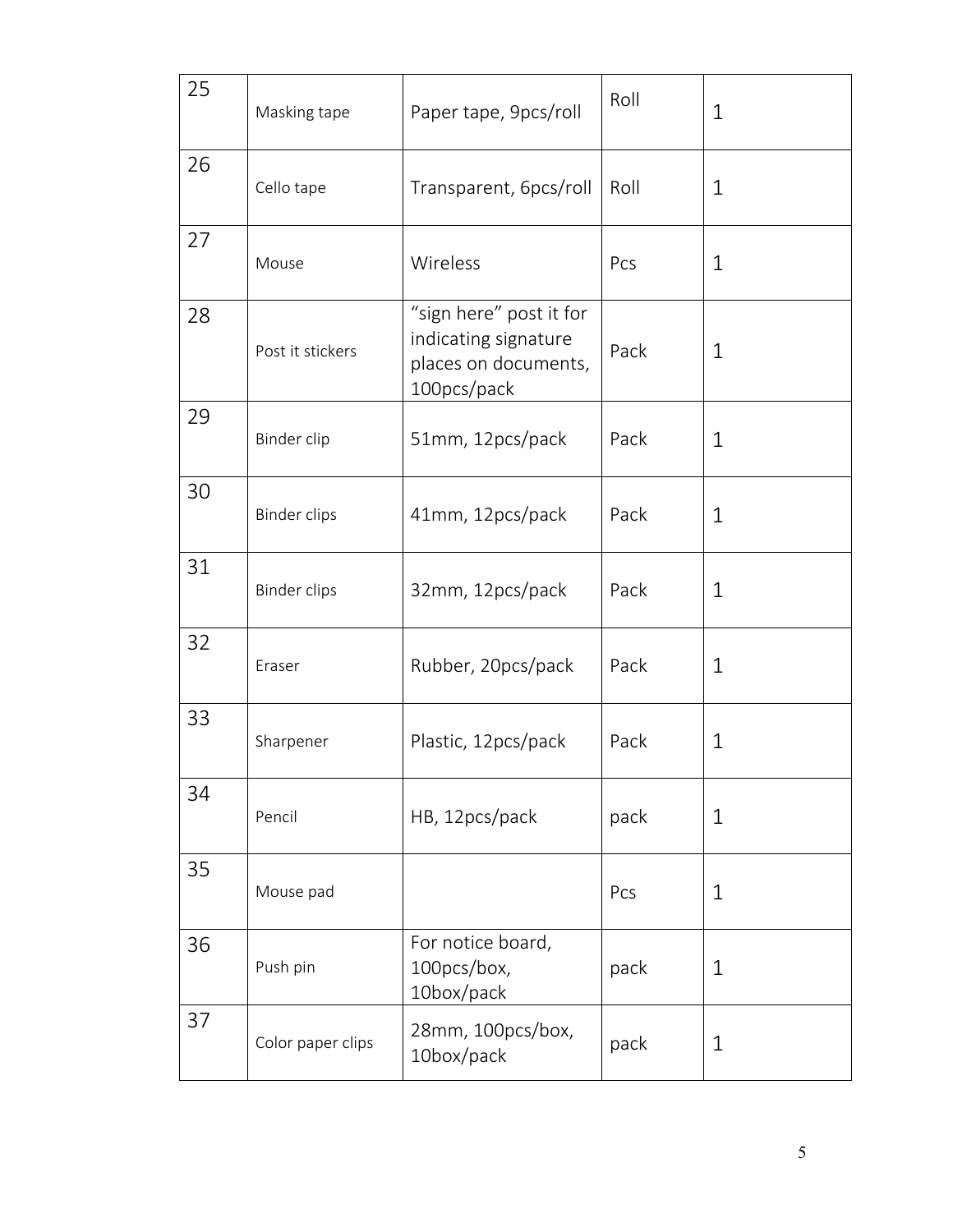| 25 | Masking tape | Paper tape, 9pcs/roll | Roll | 1 |
|---|---|---|---|---|
| 26 | Cello tape | Transparent, 6pcs/roll | Roll | 1 |
| 27 | Mouse | Wireless | Pcs | 1 |
| 28 | Post it stickers | "sign here" post it for indicating signature places on documents, 100pcs/pack | Pack | 1 |
| 29 | Binder clip | 51mm, 12pcs/pack | Pack | 1 |
| 30 | Binder clips | 41mm, 12pcs/pack | Pack | 1 |
| 31 | Binder clips | 32mm, 12pcs/pack | Pack | 1 |
| 32 | Eraser | Rubber, 20pcs/pack | Pack | 1 |
| 33 | Sharpener | Plastic, 12pcs/pack | Pack | 1 |
| 34 | Pencil | HB, 12pcs/pack | pack | 1 |
| 35 | Mouse pad | | Pcs | 1 |
| 36 | Push pin | For notice board, 100pcs/box, 10box/pack | pack | 1 |
| 37 | Color paper clips | 28mm, 100pcs/box, 10box/pack | pack | 1 |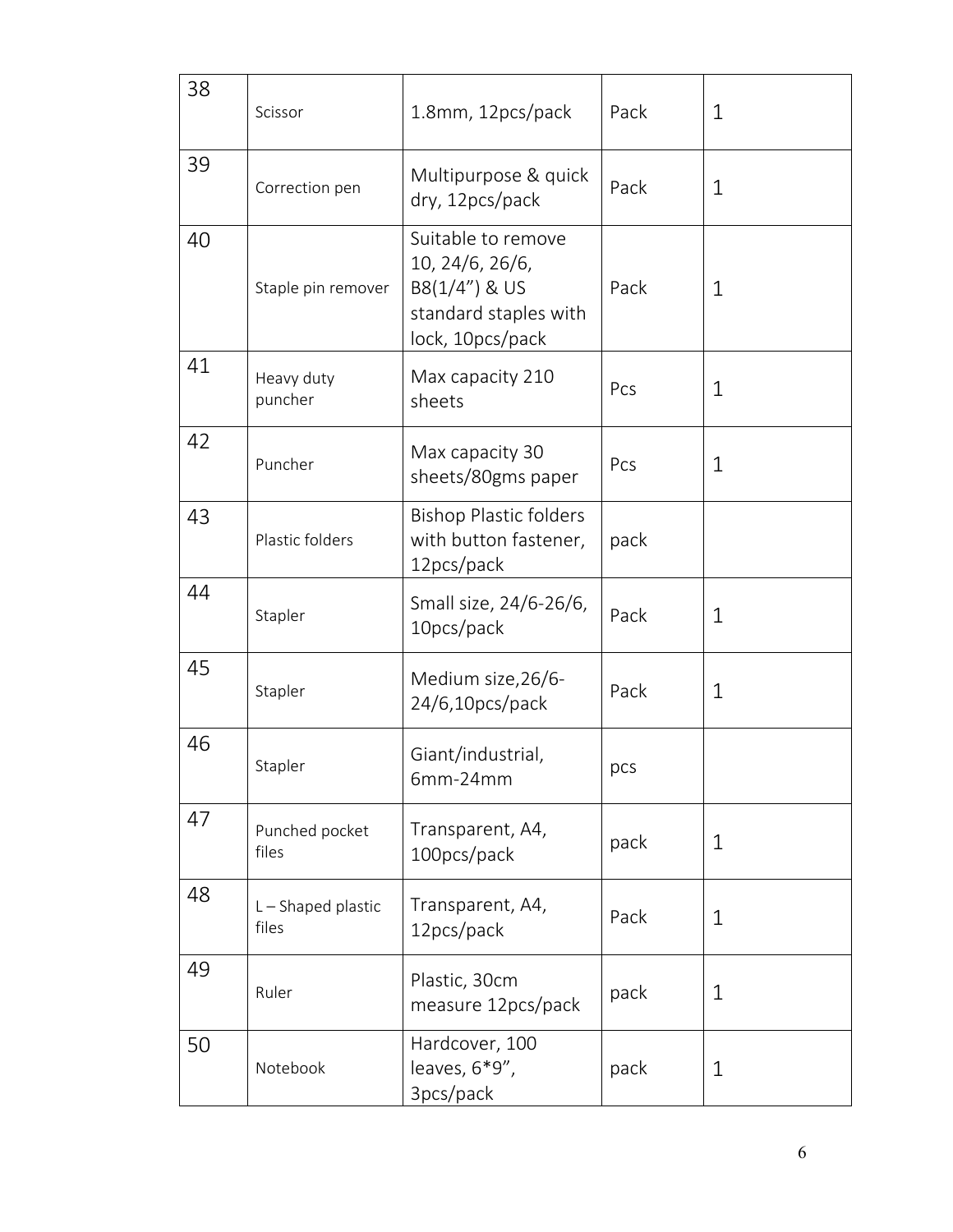| 38 | Scissor | 1.8mm, 12pcs/pack | Pack | 1 |
|---|---|---|---|---|
| 39 | Correction pen | Multipurpose & quick dry, 12pcs/pack | Pack | 1 |
| 40 | Staple pin remover | Suitable to remove 10, 24/6, 26/6, B8(1/4") & US standard staples with lock, 10pcs/pack | Pack | 1 |
| 41 | Heavy duty puncher | Max capacity 210 sheets | Pcs | 1 |
| 42 | Puncher | Max capacity 30 sheets/80gms paper | Pcs | 1 |
| 43 | Plastic folders | Bishop Plastic folders with button fastener, 12pcs/pack | pack | |
| 44 | Stapler | Small size, 24/6-26/6, 10pcs/pack | Pack | 1 |
| 45 | Stapler | Medium size,26/6-24/6,10pcs/pack | Pack | 1 |
| 46 | Stapler | Giant/industrial, 6mm-24mm | pcs | |
| 47 | Punched pocket files | Transparent, A4, 100pcs/pack | pack | 1 |
| 48 | L – Shaped plastic files | Transparent, A4, 12pcs/pack | Pack | 1 |
| 49 | Ruler | Plastic, 30cm measure 12pcs/pack | pack | 1 |
| 50 | Notebook | Hardcover, 100 leaves, 6*9", 3pcs/pack | pack | 1 |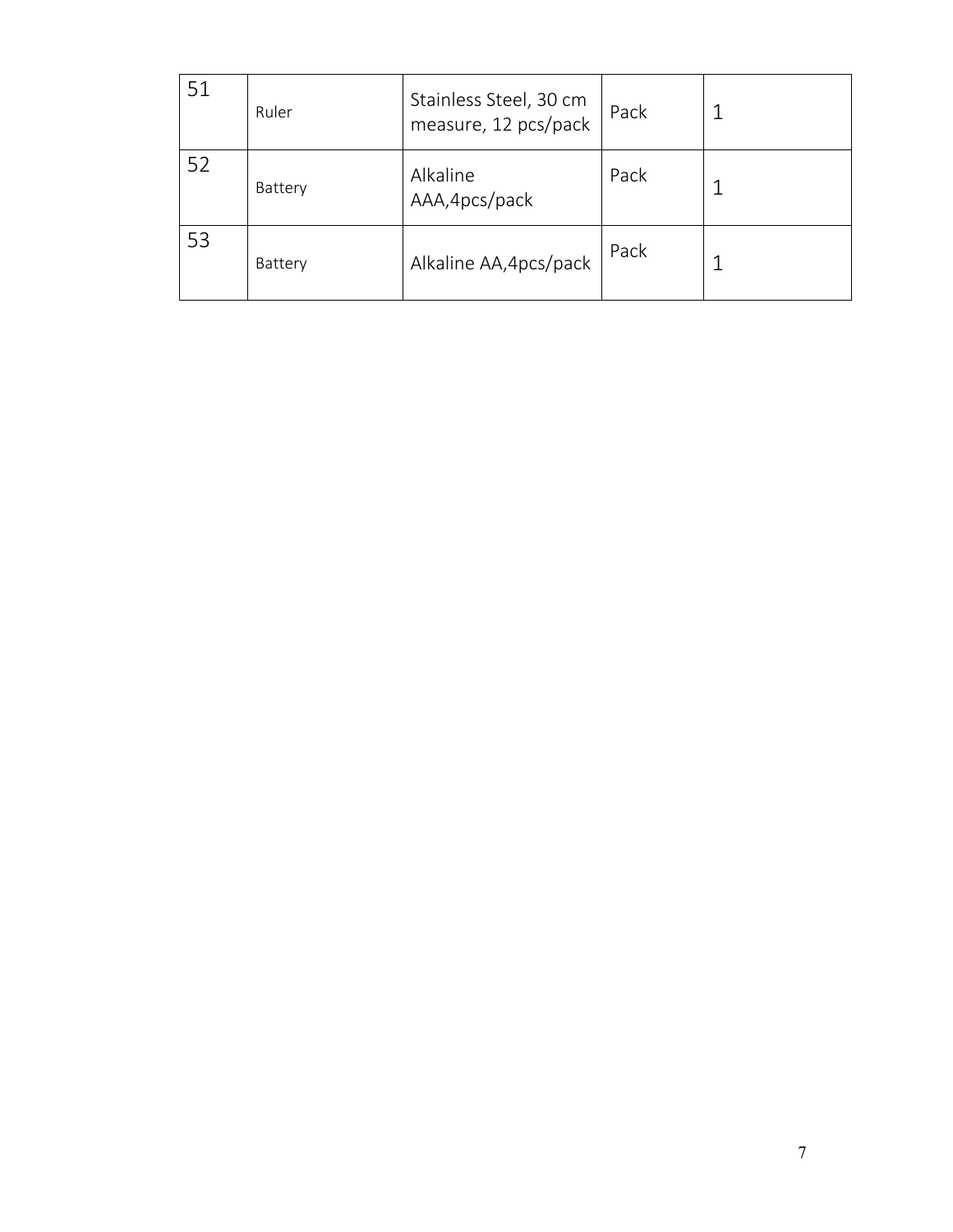| 51 | Ruler | Stainless Steel, 30 cm measure, 12 pcs/pack | Pack | 1 |
|---|---|---|---|---|
| 52 | Battery | Alkaline AAA,4pcs/pack | Pack | 1 |
| 53 | Battery | Alkaline AA,4pcs/pack | Pack | 1 |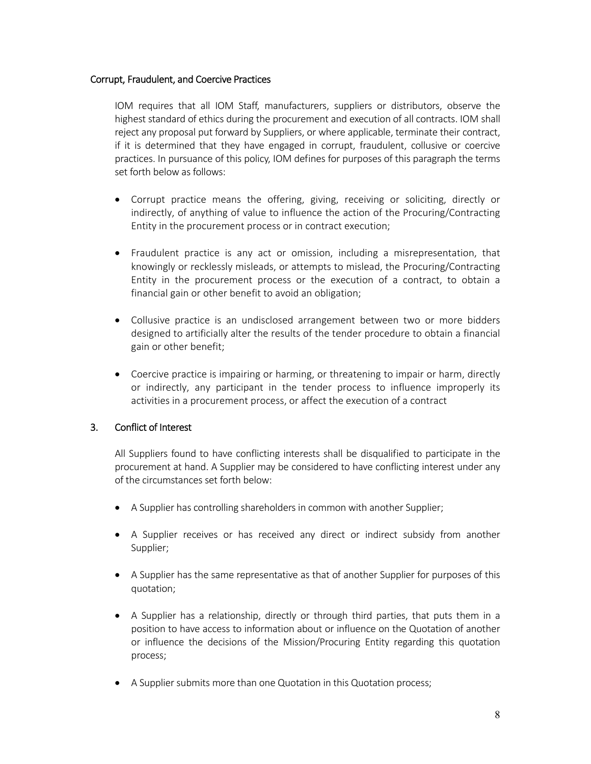### Corrupt, Fraudulent, and Coercive Practices

IOM requires that all IOM Staff, manufacturers, suppliers or distributors, observe the highest standard of ethics during the procurement and execution of all contracts. IOM shall reject any proposal put forward by Suppliers, or where applicable, terminate their contract, if it is determined that they have engaged in corrupt, fraudulent, collusive or coercive practices. In pursuance of this policy, IOM defines for purposes of this paragraph the terms set forth below as follows:

- Corrupt practice means the offering, giving, receiving or soliciting, directly or indirectly, of anything of value to influence the action of the Procuring/Contracting Entity in the procurement process or in contract execution;

- Fraudulent practice is any act or omission, including a misrepresentation, that knowingly or recklessly misleads, or attempts to mislead, the Procuring/Contracting Entity in the procurement process or the execution of a contract, to obtain a financial gain or other benefit to avoid an obligation;

- Collusive practice is an undisclosed arrangement between two or more bidders designed to artificially alter the results of the tender procedure to obtain a financial gain or other benefit;

- Coercive practice is impairing or harming, or threatening to impair or harm, directly or indirectly, any participant in the tender process to influence improperly its activities in a procurement process, or affect the execution of a contract

### 3. Conflict of Interest

All Suppliers found to have conflicting interests shall be disqualified to participate in the procurement at hand. A Supplier may be considered to have conflicting interest under any of the circumstances set forth below:

- A Supplier has controlling shareholders in common with another Supplier;

- A Supplier receives or has received any direct or indirect subsidy from another Supplier;

- A Supplier has the same representative as that of another Supplier for purposes of this quotation;

- A Supplier has a relationship, directly or through third parties, that puts them in a position to have access to information about or influence on the Quotation of another or influence the decisions of the Mission/Procuring Entity regarding this quotation process;

- A Supplier submits more than one Quotation in this Quotation process;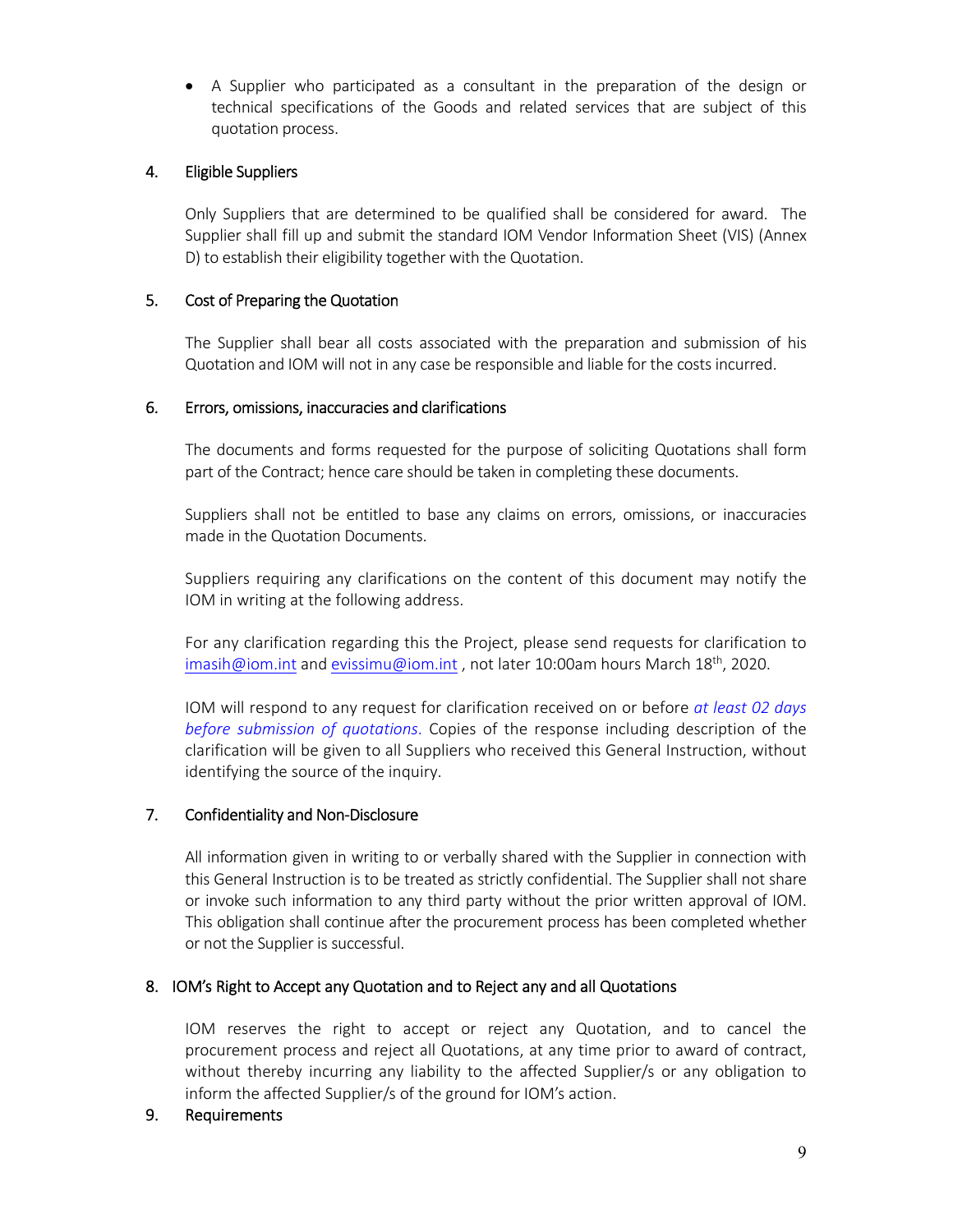- A Supplier who participated as a consultant in the preparation of the design or technical specifications of the Goods and related services that are subject of this quotation process.

## 4. Eligible Suppliers

Only Suppliers that are determined to be qualified shall be considered for award. The Supplier shall fill up and submit the standard IOM Vendor Information Sheet (VIS) (Annex D) to establish their eligibility together with the Quotation.

## 5. Cost of Preparing the Quotation

The Supplier shall bear all costs associated with the preparation and submission of his Quotation and IOM will not in any case be responsible and liable for the costs incurred.

## 6. Errors, omissions, inaccuracies and clarifications

The documents and forms requested for the purpose of soliciting Quotations shall form part of the Contract; hence care should be taken in completing these documents.

Suppliers shall not be entitled to base any claims on errors, omissions, or inaccuracies made in the Quotation Documents.

Suppliers requiring any clarifications on the content of this document may notify the IOM in writing at the following address.

For any clarification regarding this the Project, please send requests for clarification to imasih@iom.int and evissimu@iom.int , not later 10:00am hours March 18th, 2020.

IOM will respond to any request for clarification received on or before *at least 02 days before submission of quotations*. Copies of the response including description of the clarification will be given to all Suppliers who received this General Instruction, without identifying the source of the inquiry.

## 7. Confidentiality and Non-Disclosure

All information given in writing to or verbally shared with the Supplier in connection with this General Instruction is to be treated as strictly confidential. The Supplier shall not share or invoke such information to any third party without the prior written approval of IOM. This obligation shall continue after the procurement process has been completed whether or not the Supplier is successful.

## 8. IOM's Right to Accept any Quotation and to Reject any and all Quotations

IOM reserves the right to accept or reject any Quotation, and to cancel the procurement process and reject all Quotations, at any time prior to award of contract, without thereby incurring any liability to the affected Supplier/s or any obligation to inform the affected Supplier/s of the ground for IOM's action.

## 9. Requirements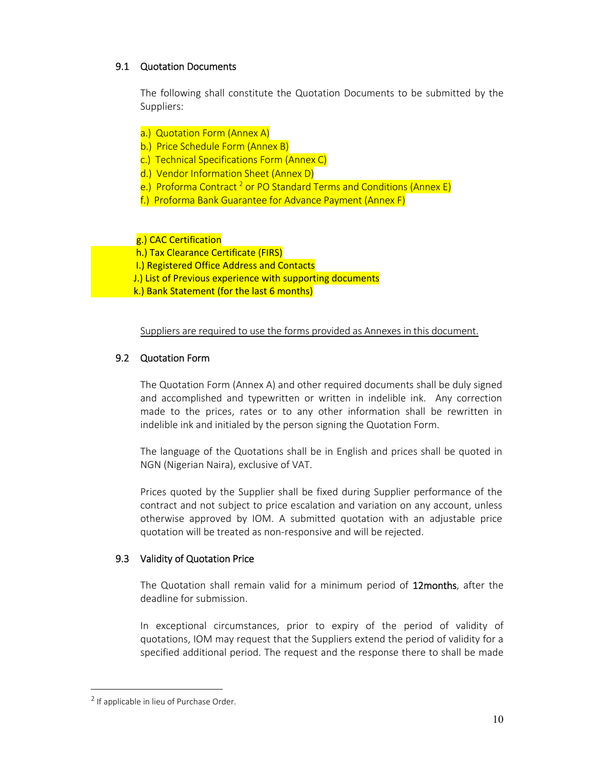### 9.1 Quotation Documents

The following shall constitute the Quotation Documents to be submitted by the Suppliers:

a.) Quotation Form (Annex A)
b.) Price Schedule Form (Annex B)
c.) Technical Specifications Form (Annex C)
d.) Vendor Information Sheet (Annex D)
e.) Proforma Contract [2] or PO Standard Terms and Conditions (Annex E)
f.) Proforma Bank Guarantee for Advance Payment (Annex F)

g.) CAC Certification
h.) Tax Clearance Certificate (FIRS)
I.) Registered Office Address and Contacts
J.) List of Previous experience with supporting documents
k.) Bank Statement (for the last 6 months)

Suppliers are required to use the forms provided as Annexes in this document.

### 9.2 Quotation Form

The Quotation Form (Annex A) and other required documents shall be duly signed and accomplished and typewritten or written in indelible ink. Any correction made to the prices, rates or to any other information shall be rewritten in indelible ink and initialed by the person signing the Quotation Form.

The language of the Quotations shall be in English and prices shall be quoted in NGN (Nigerian Naira), exclusive of VAT.

Prices quoted by the Supplier shall be fixed during Supplier performance of the contract and not subject to price escalation and variation on any account, unless otherwise approved by IOM. A submitted quotation with an adjustable price quotation will be treated as non-responsive and will be rejected.

### 9.3 Validity of Quotation Price

The Quotation shall remain valid for a minimum period of **12months**, after the deadline for submission.

In exceptional circumstances, prior to expiry of the period of validity of quotations, IOM may request that the Suppliers extend the period of validity for a specified additional period. The request and the response there to shall be made

[2] If applicable in lieu of Purchase Order.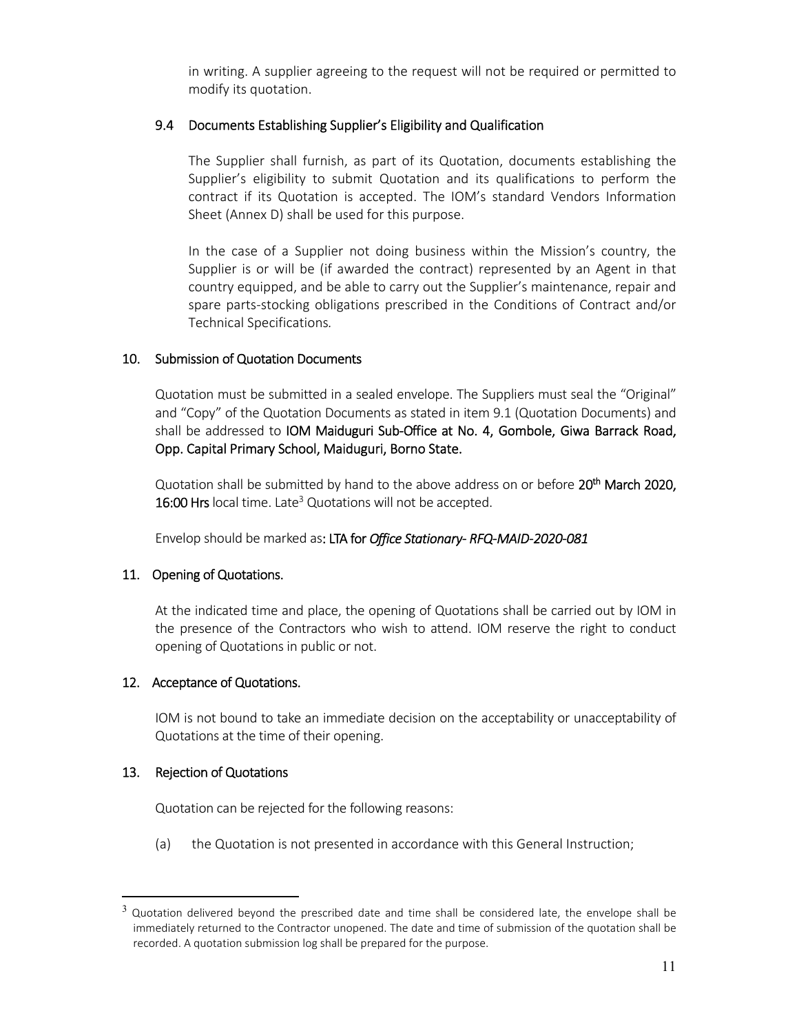in writing. A supplier agreeing to the request will not be required or permitted to modify its quotation.

### 9.4 Documents Establishing Supplier's Eligibility and Qualification

The Supplier shall furnish, as part of its Quotation, documents establishing the Supplier's eligibility to submit Quotation and its qualifications to perform the contract if its Quotation is accepted. The IOM's standard Vendors Information Sheet (Annex D) shall be used for this purpose.

In the case of a Supplier not doing business within the Mission's country, the Supplier is or will be (if awarded the contract) represented by an Agent in that country equipped, and be able to carry out the Supplier's maintenance, repair and spare parts-stocking obligations prescribed in the Conditions of Contract and/or Technical Specifications*.*

## 10. Submission of Quotation Documents

Quotation must be submitted in a sealed envelope. The Suppliers must seal the "Original" and "Copy" of the Quotation Documents as stated in item 9.1 (Quotation Documents) and shall be addressed to **IOM Maiduguri Sub-Office at No. 4, Gombole, Giwa Barrack Road, Opp. Capital Primary School, Maiduguri, Borno State.**

Quotation shall be submitted by hand to the above address on or before **20th March 2020, 16:00 Hrs** local time. Late[3] Quotations will not be accepted.

Envelop should be marked as**: LTA for** ***Office Stationary- RFQ-MAID-2020-081***

## 11. Opening of Quotations.

At the indicated time and place, the opening of Quotations shall be carried out by IOM in the presence of the Contractors who wish to attend. IOM reserve the right to conduct opening of Quotations in public or not.

## 12. Acceptance of Quotations.

IOM is not bound to take an immediate decision on the acceptability or unacceptability of Quotations at the time of their opening.

## 13. Rejection of Quotations

Quotation can be rejected for the following reasons:

(a) the Quotation is not presented in accordance with this General Instruction;

---

[3] Quotation delivered beyond the prescribed date and time shall be considered late, the envelope shall be immediately returned to the Contractor unopened. The date and time of submission of the quotation shall be recorded. A quotation submission log shall be prepared for the purpose.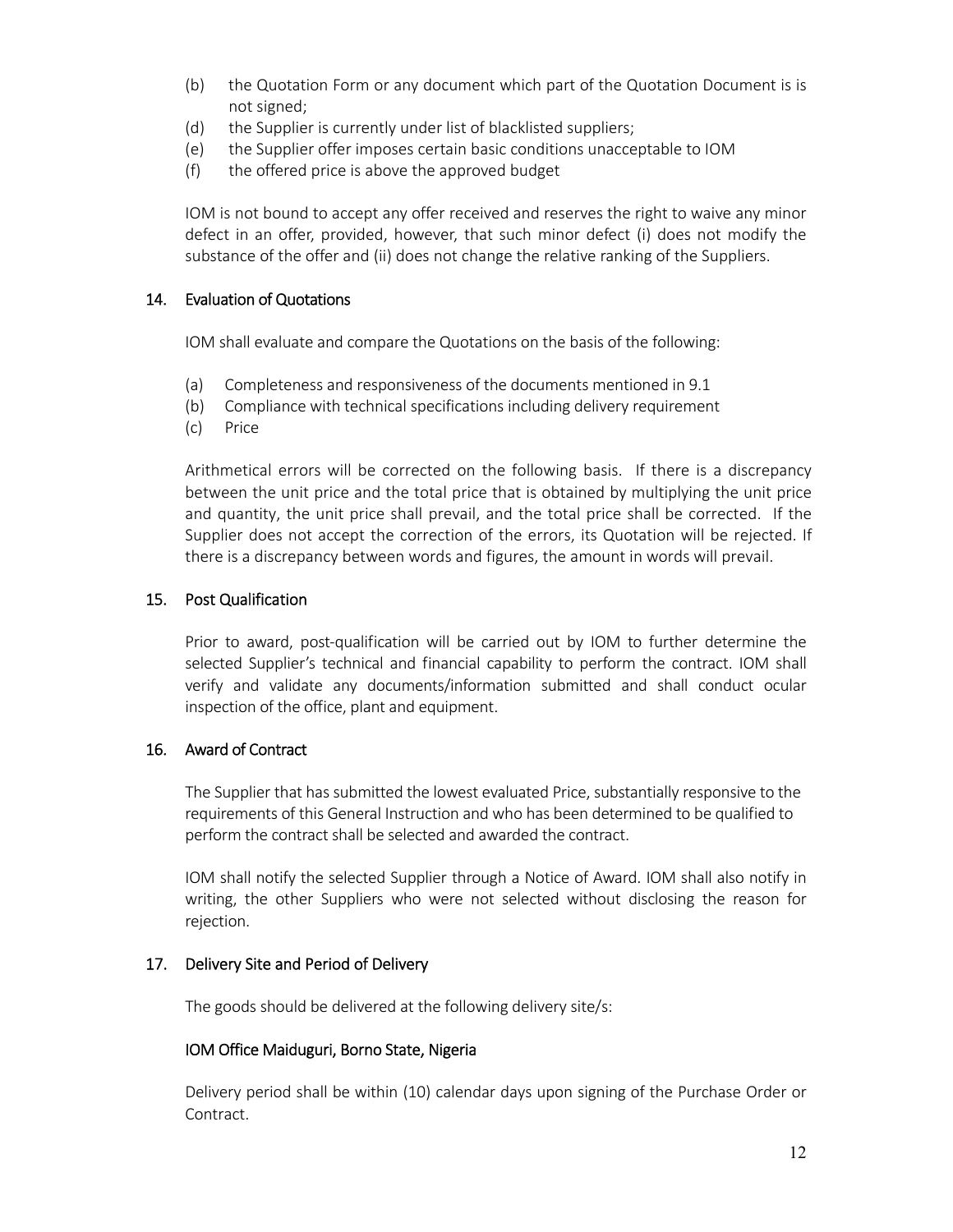(b) the Quotation Form or any document which part of the Quotation Document is is not signed;
(d) the Supplier is currently under list of blacklisted suppliers;
(e) the Supplier offer imposes certain basic conditions unacceptable to IOM
(f) the offered price is above the approved budget

IOM is not bound to accept any offer received and reserves the right to waive any minor defect in an offer, provided, however, that such minor defect (i) does not modify the substance of the offer and (ii) does not change the relative ranking of the Suppliers.

## 14. Evaluation of Quotations

IOM shall evaluate and compare the Quotations on the basis of the following:

(a) Completeness and responsiveness of the documents mentioned in 9.1
(b) Compliance with technical specifications including delivery requirement
(c) Price

Arithmetical errors will be corrected on the following basis. If there is a discrepancy between the unit price and the total price that is obtained by multiplying the unit price and quantity, the unit price shall prevail, and the total price shall be corrected. If the Supplier does not accept the correction of the errors, its Quotation will be rejected. If there is a discrepancy between words and figures, the amount in words will prevail.

## 15. Post Qualification

Prior to award, post-qualification will be carried out by IOM to further determine the selected Supplier's technical and financial capability to perform the contract. IOM shall verify and validate any documents/information submitted and shall conduct ocular inspection of the office, plant and equipment.

## 16. Award of Contract

The Supplier that has submitted the lowest evaluated Price, substantially responsive to the requirements of this General Instruction and who has been determined to be qualified to perform the contract shall be selected and awarded the contract.

IOM shall notify the selected Supplier through a Notice of Award. IOM shall also notify in writing, the other Suppliers who were not selected without disclosing the reason for rejection.

## 17. Delivery Site and Period of Delivery

The goods should be delivered at the following delivery site/s:

IOM Office Maiduguri, Borno State, Nigeria

Delivery period shall be within (10) calendar days upon signing of the Purchase Order or Contract.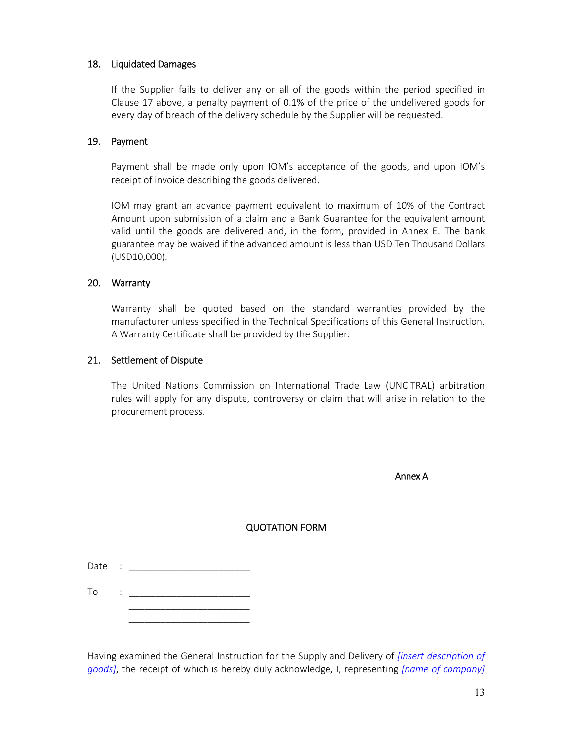## 18. Liquidated Damages

If the Supplier fails to deliver any or all of the goods within the period specified in Clause 17 above, a penalty payment of 0.1% of the price of the undelivered goods for every day of breach of the delivery schedule by the Supplier will be requested.

## 19. Payment

Payment shall be made only upon IOM's acceptance of the goods, and upon IOM's receipt of invoice describing the goods delivered.

IOM may grant an advance payment equivalent to maximum of 10% of the Contract Amount upon submission of a claim and a Bank Guarantee for the equivalent amount valid until the goods are delivered and, in the form, provided in Annex E. The bank guarantee may be waived if the advanced amount is less than USD Ten Thousand Dollars (USD10,000).

## 20. Warranty

Warranty shall be quoted based on the standard warranties provided by the manufacturer unless specified in the Technical Specifications of this General Instruction. A Warranty Certificate shall be provided by the Supplier.

## 21. Settlement of Dispute

The United Nations Commission on International Trade Law (UNCITRAL) arbitration rules will apply for any dispute, controversy or claim that will arise in relation to the procurement process.

Annex A

# QUOTATION FORM

Date : ________________________

To : ________________________
________________________
________________________

Having examined the General Instruction for the Supply and Delivery of *[insert description of goods]*, the receipt of which is hereby duly acknowledge, I, representing *[name of company]*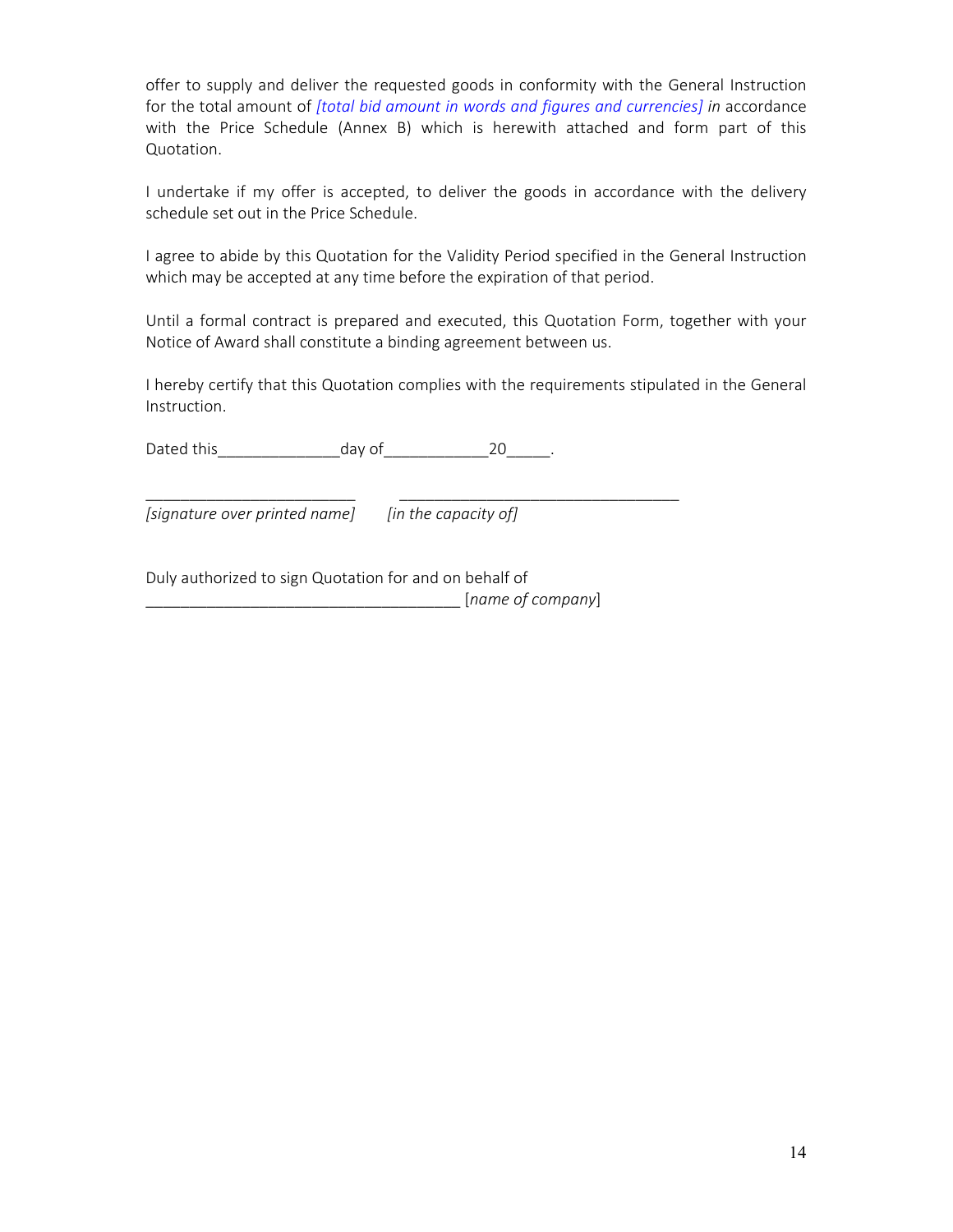offer to supply and deliver the requested goods in conformity with the General Instruction for the total amount of *[total bid amount in words and figures and currencies] in* accordance with the Price Schedule (Annex B) which is herewith attached and form part of this Quotation.

I undertake if my offer is accepted, to deliver the goods in accordance with the delivery schedule set out in the Price Schedule.

I agree to abide by this Quotation for the Validity Period specified in the General Instruction which may be accepted at any time before the expiration of that period.

Until a formal contract is prepared and executed, this Quotation Form, together with your Notice of Award shall constitute a binding agreement between us.

I hereby certify that this Quotation complies with the requirements stipulated in the General Instruction.

Dated this______________day of____________20_____.

________________________ ________________________________
*[signature over printed name]* *[in the capacity of]*

Duly authorized to sign Quotation for and on behalf of
____________________________________ [*name of company*]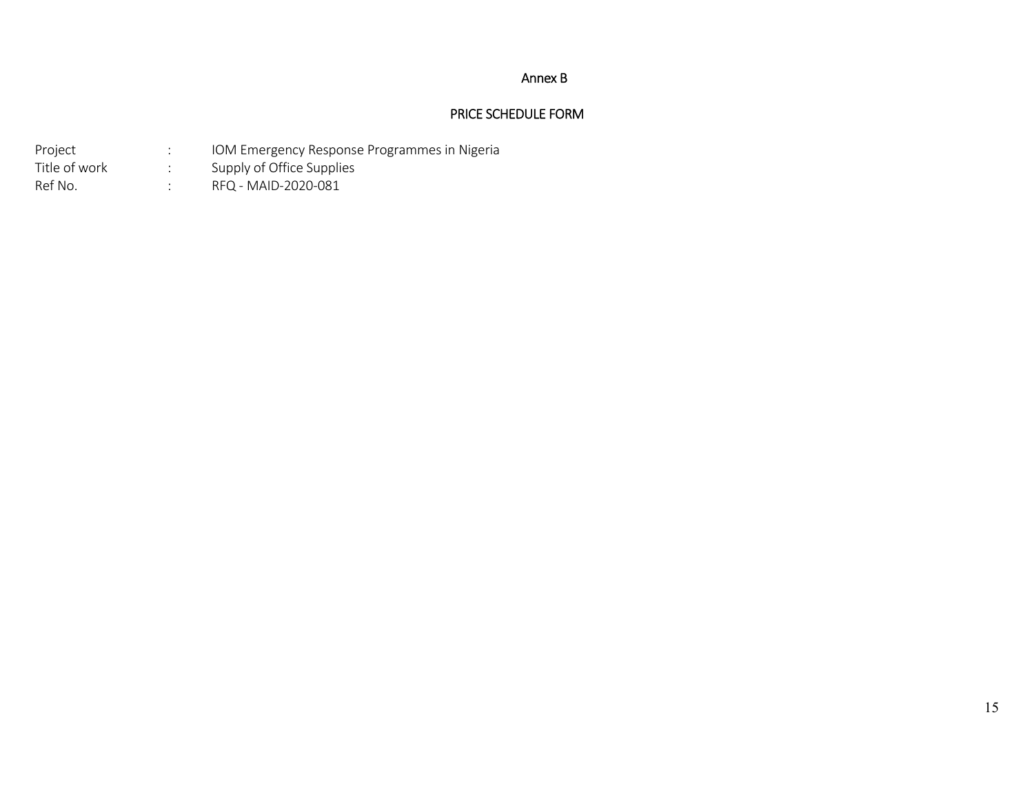Annex B

## PRICE SCHEDULE FORM

| | | |
|---|---|---|
| Project | : | IOM Emergency Response Programmes in Nigeria |
| Title of work | : | Supply of Office Supplies |
| Ref No. | : | RFQ - MAID-2020-081 |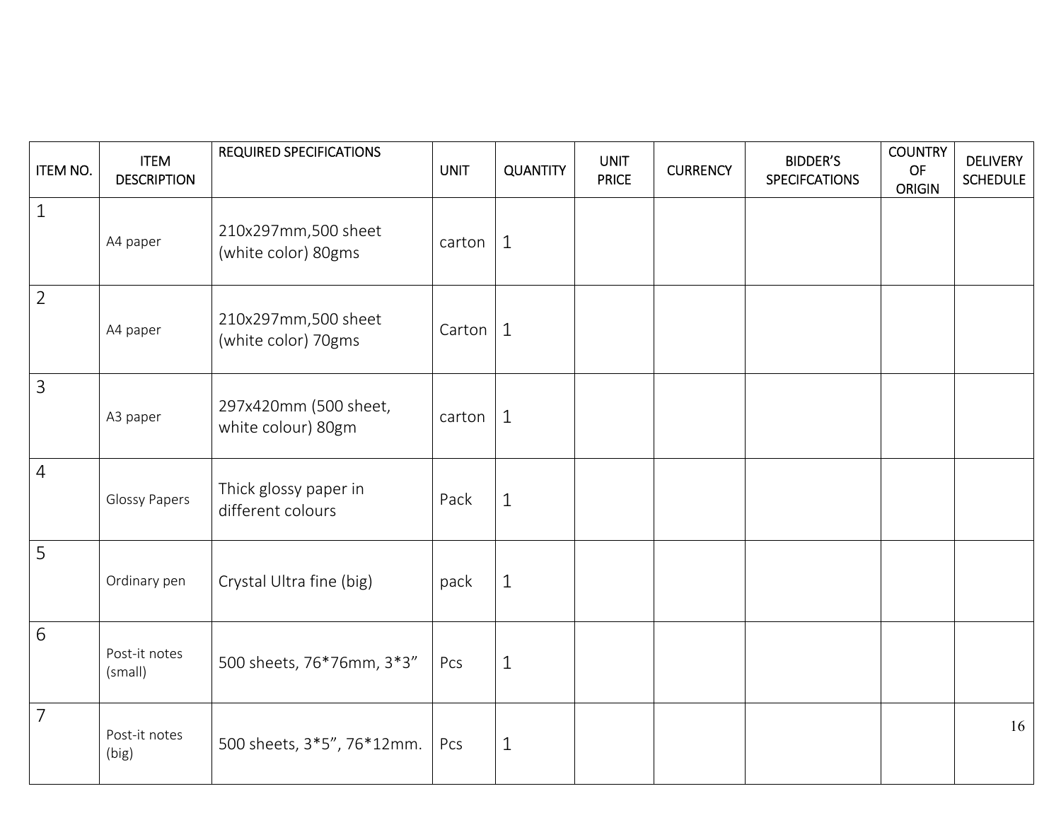| ITEM NO. | ITEM DESCRIPTION | REQUIRED SPECIFICATIONS | UNIT | QUANTITY | UNIT PRICE | CURRENCY | BIDDER'S SPECIFCATIONS | COUNTRY OF ORIGIN | DELIVERY SCHEDULE |
|---|---|---|---|---|---|---|---|---|---|
| 1 | A4 paper | 210x297mm,500 sheet (white color) 80gms | carton | 1 | | | | | |
| 2 | A4 paper | 210x297mm,500 sheet (white color) 70gms | Carton | 1 | | | | | |
| 3 | A3 paper | 297x420mm (500 sheet, white colour) 80gm | carton | 1 | | | | | |
| 4 | Glossy Papers | Thick glossy paper in different colours | Pack | 1 | | | | | |
| 5 | Ordinary pen | Crystal Ultra fine (big) | pack | 1 | | | | | |
| 6 | Post-it notes (small) | 500 sheets, 76*76mm, 3*3" | Pcs | 1 | | | | | |
| 7 | Post-it notes (big) | 500 sheets, 3*5", 76*12mm. | Pcs | 1 | | | | | |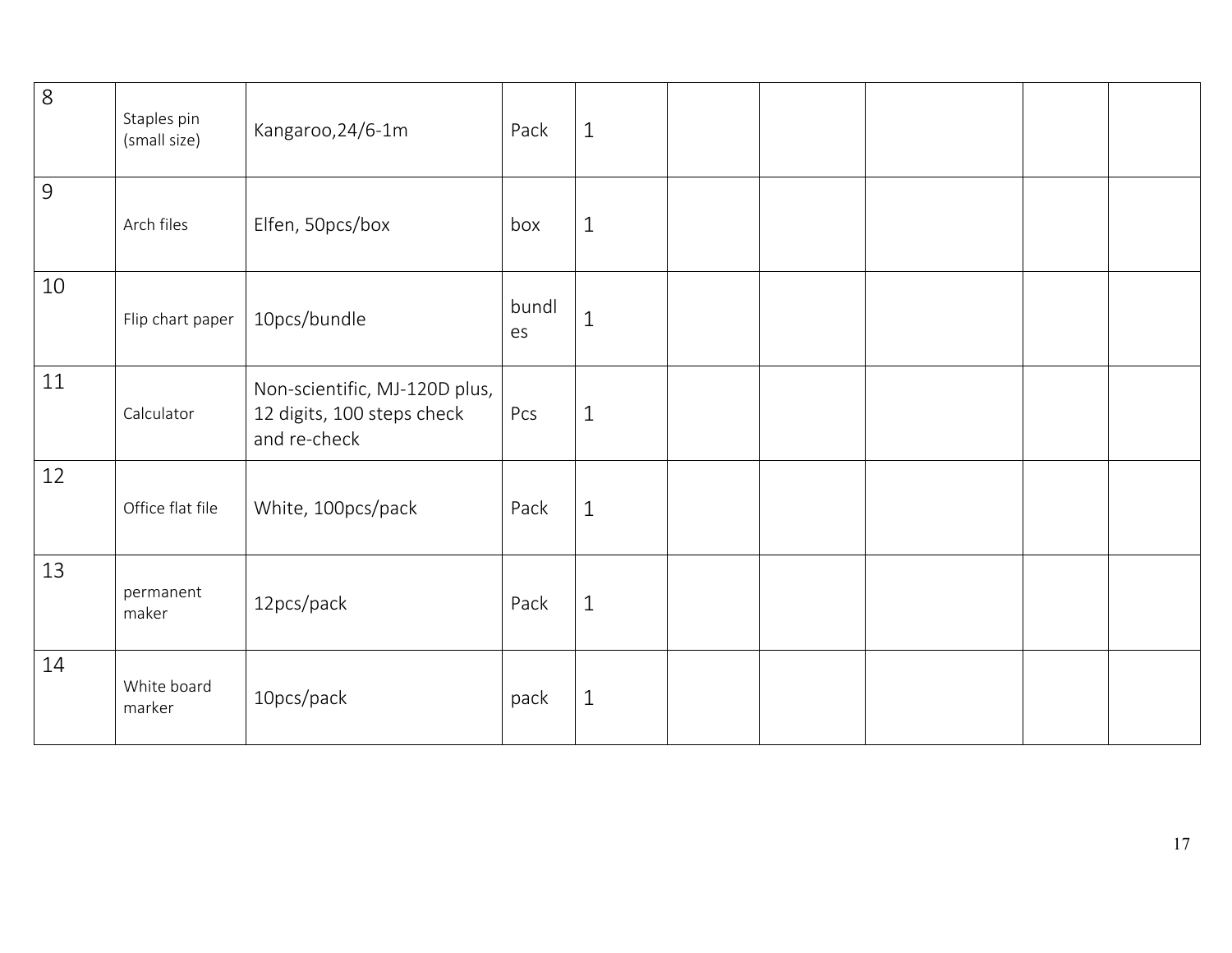| | | | | | | | | | |
|---|---|---|---|---|---|---|---|---|---|
| 8 | Staples pin (small size) | Kangaroo,24/6-1m | Pack | 1 | | | | | |
| 9 | Arch files | Elfen, 50pcs/box | box | 1 | | | | | |
| 10 | Flip chart paper | 10pcs/bundle | bundles | 1 | | | | | |
| 11 | Calculator | Non-scientific, MJ-120D plus, 12 digits, 100 steps check and re-check | Pcs | 1 | | | | | |
| 12 | Office flat file | White, 100pcs/pack | Pack | 1 | | | | | |
| 13 | permanent maker | 12pcs/pack | Pack | 1 | | | | | |
| 14 | White board marker | 10pcs/pack | pack | 1 | | | | | |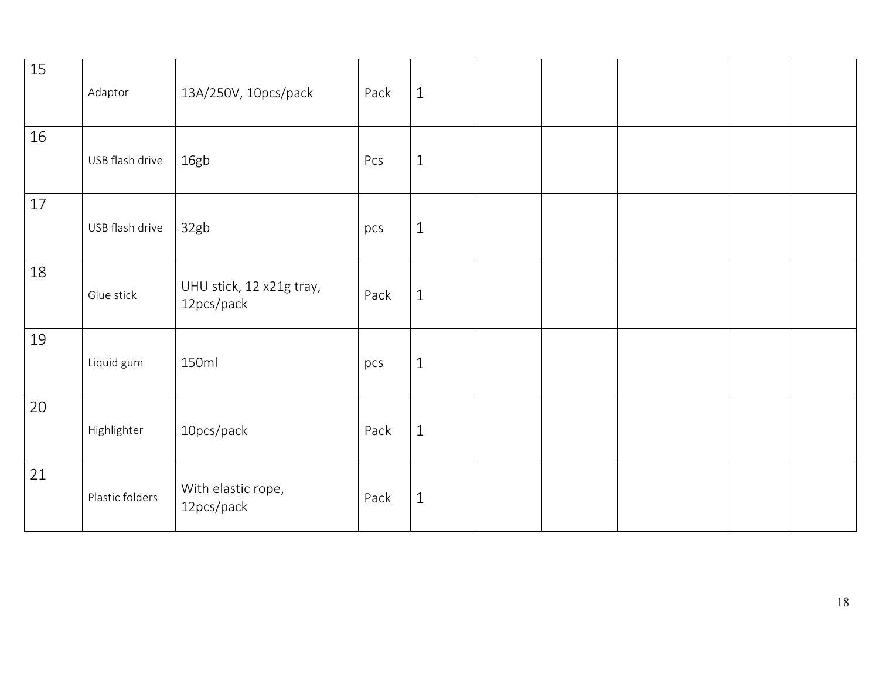| 15 | Adaptor | 13A/250V, 10pcs/pack | Pack | 1 | | | | | |
|---|---|---|---|---|---|---|---|---|---|
| 16 | USB flash drive | 16gb | Pcs | 1 | | | | | |
| 17 | USB flash drive | 32gb | pcs | 1 | | | | | |
| 18 | Glue stick | UHU stick, 12 x21g tray, 12pcs/pack | Pack | 1 | | | | | |
| 19 | Liquid gum | 150ml | pcs | 1 | | | | | |
| 20 | Highlighter | 10pcs/pack | Pack | 1 | | | | | |
| 21 | Plastic folders | With elastic rope, 12pcs/pack | Pack | 1 | | | | | |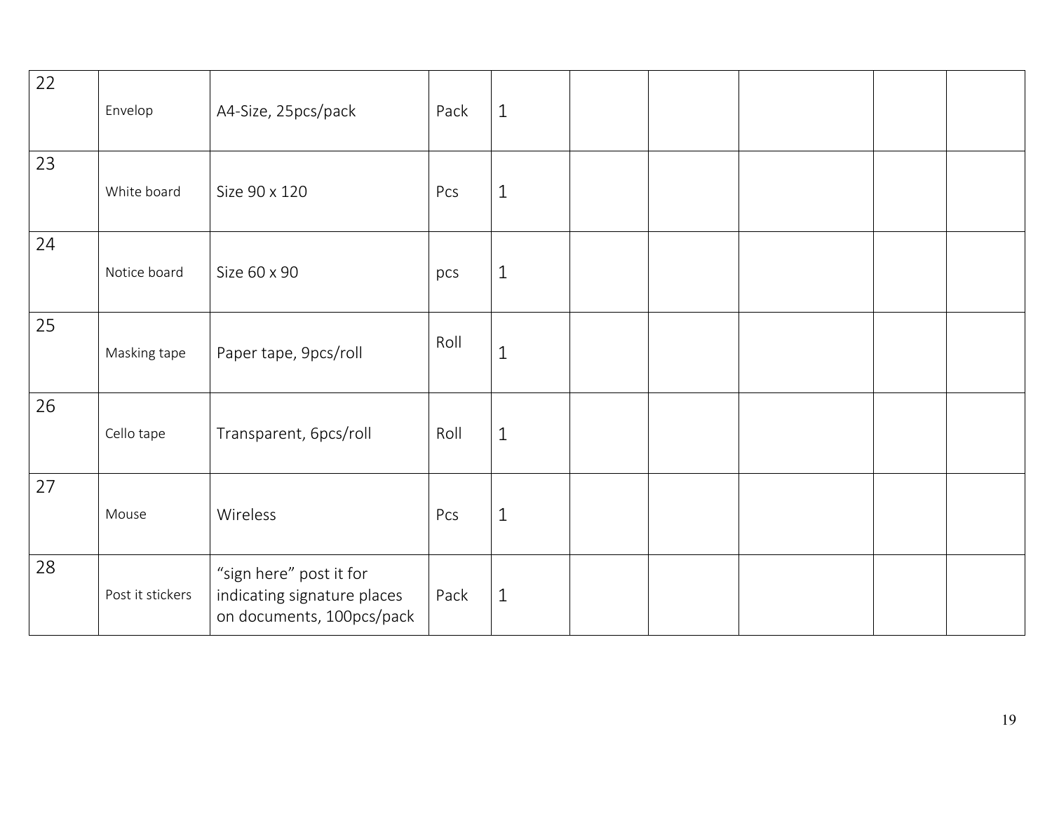| | | | | | | | | | |
|---|---|---|---|---|---|---|---|---|---|
| 22 | Envelop | A4-Size, 25pcs/pack | Pack | 1 | | | | | |
| 23 | White board | Size 90 x 120 | Pcs | 1 | | | | | |
| 24 | Notice board | Size 60 x 90 | pcs | 1 | | | | | |
| 25 | Masking tape | Paper tape, 9pcs/roll | Roll | 1 | | | | | |
| 26 | Cello tape | Transparent, 6pcs/roll | Roll | 1 | | | | | |
| 27 | Mouse | Wireless | Pcs | 1 | | | | | |
| 28 | Post it stickers | "sign here" post it for indicating signature places on documents, 100pcs/pack | Pack | 1 | | | | | |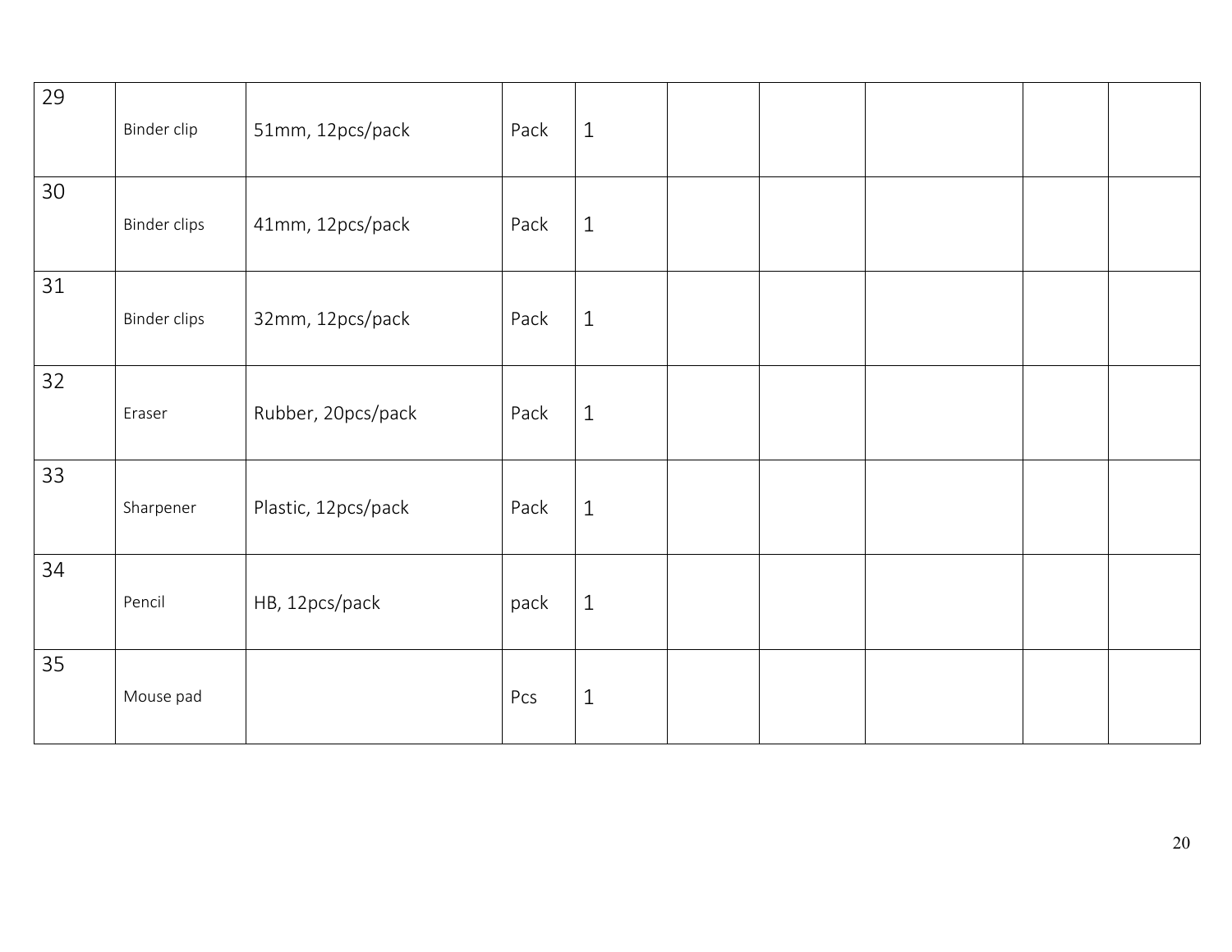| | | | | | | | | | |
|---|---|---|---|---|---|---|---|---|---|
| 29 | Binder clip | 51mm, 12pcs/pack | Pack | 1 | | | | | |
| 30 | Binder clips | 41mm, 12pcs/pack | Pack | 1 | | | | | |
| 31 | Binder clips | 32mm, 12pcs/pack | Pack | 1 | | | | | |
| 32 | Eraser | Rubber, 20pcs/pack | Pack | 1 | | | | | |
| 33 | Sharpener | Plastic, 12pcs/pack | Pack | 1 | | | | | |
| 34 | Pencil | HB, 12pcs/pack | pack | 1 | | | | | |
| 35 | Mouse pad | | Pcs | 1 | | | | | |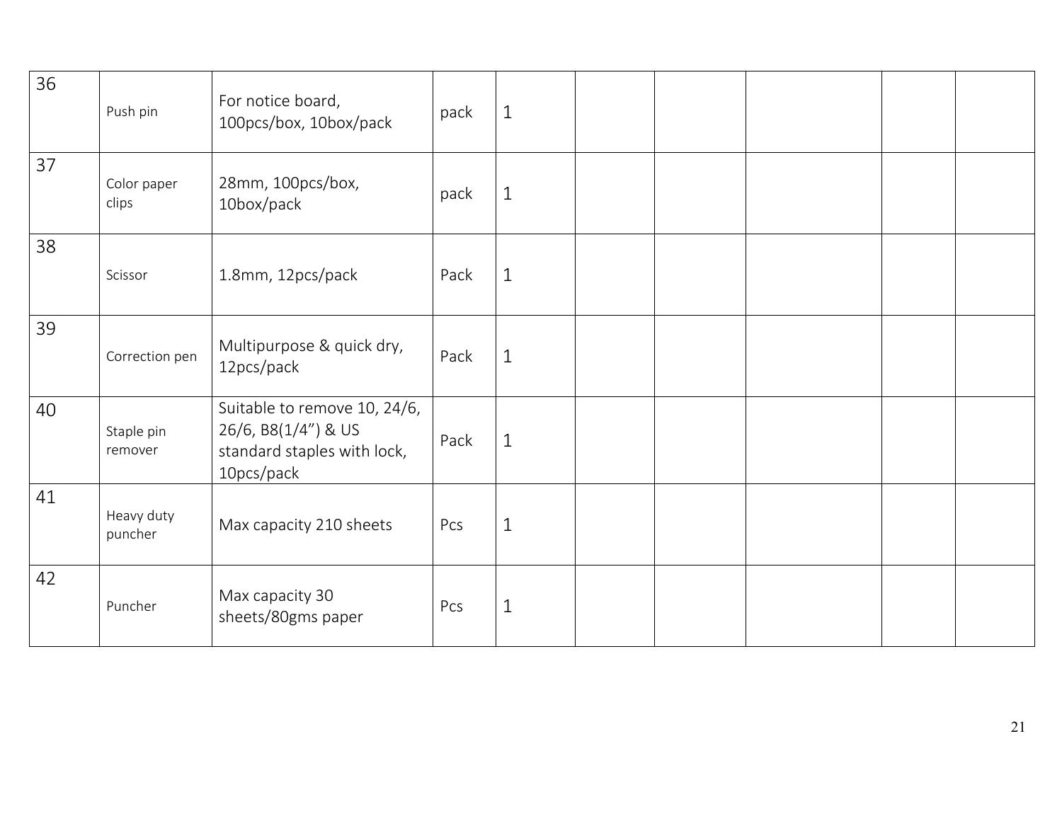| 36 | Push pin | For notice board, 100pcs/box, 10box/pack | pack | 1 | | | | | |
|---|---|---|---|---|---|---|---|---|---|
| 37 | Color paper clips | 28mm, 100pcs/box, 10box/pack | pack | 1 | | | | | |
| 38 | Scissor | 1.8mm, 12pcs/pack | Pack | 1 | | | | | |
| 39 | Correction pen | Multipurpose & quick dry, 12pcs/pack | Pack | 1 | | | | | |
| 40 | Staple pin remover | Suitable to remove 10, 24/6, 26/6, B8(1/4”) & US standard staples with lock, 10pcs/pack | Pack | 1 | | | | | |
| 41 | Heavy duty puncher | Max capacity 210 sheets | Pcs | 1 | | | | | |
| 42 | Puncher | Max capacity 30 sheets/80gms paper | Pcs | 1 | | | | | |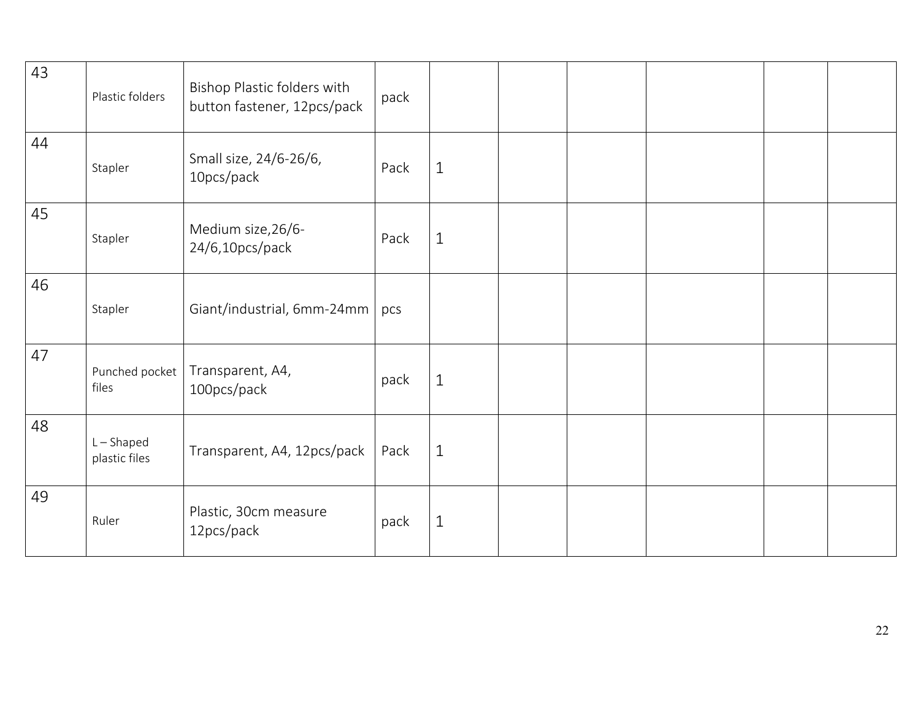| 43 | Plastic folders | Bishop Plastic folders with button fastener, 12pcs/pack | pack | | | | | | |
|---|---|---|---|---|---|---|---|---|---|
| 44 | Stapler | Small size, 24/6-26/6, 10pcs/pack | Pack | 1 | | | | | |
| 45 | Stapler | Medium size,26/6-24/6,10pcs/pack | Pack | 1 | | | | | |
| 46 | Stapler | Giant/industrial, 6mm-24mm | pcs | | | | | | |
| 47 | Punched pocket files | Transparent, A4, 100pcs/pack | pack | 1 | | | | | |
| 48 | L – Shaped plastic files | Transparent, A4, 12pcs/pack | Pack | 1 | | | | | |
| 49 | Ruler | Plastic, 30cm measure 12pcs/pack | pack | 1 | | | | | |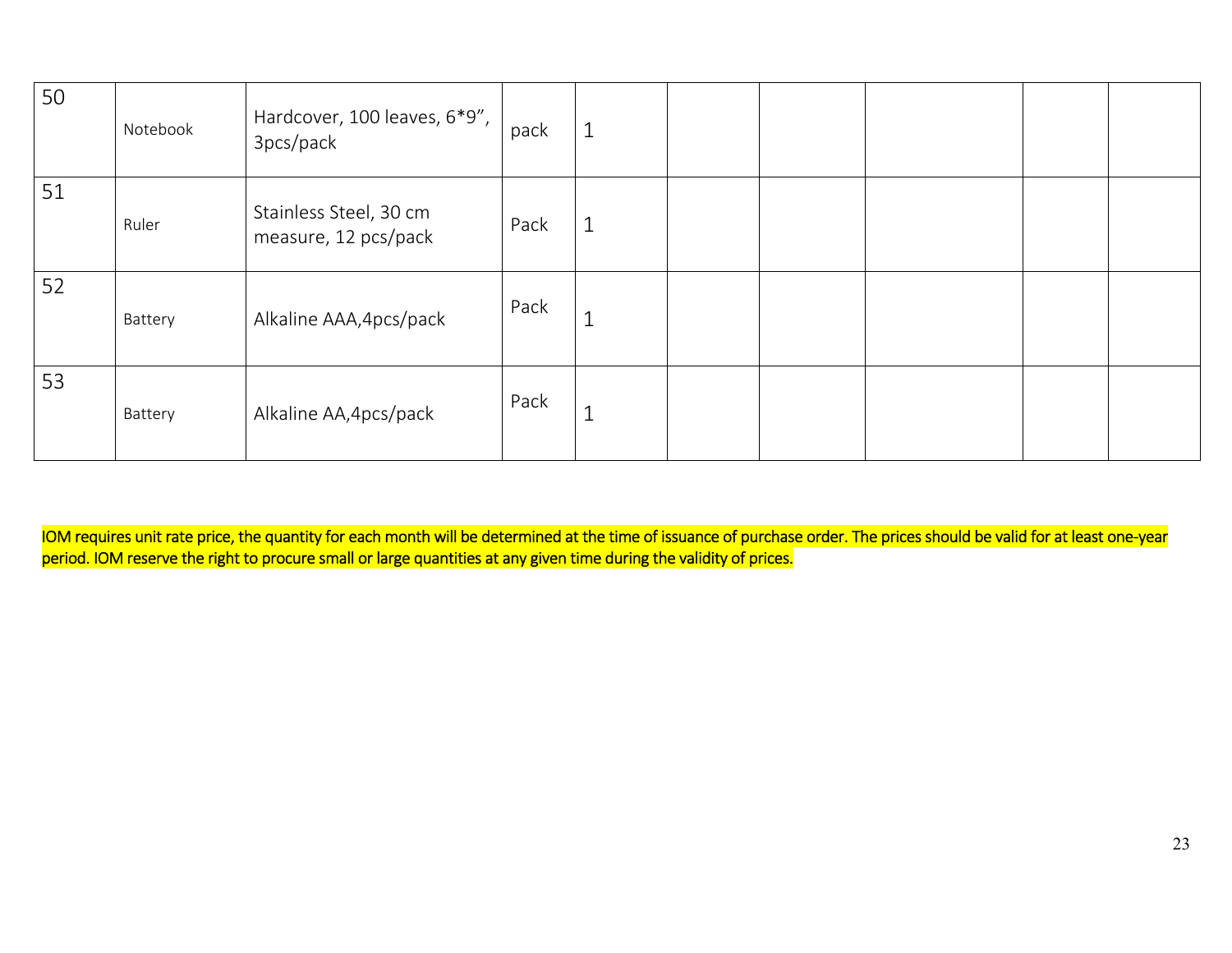| | | | | | | | | | |
|---|---|---|---|---|---|---|---|---|---|
| 50 | Notebook | Hardcover, 100 leaves, 6*9", 3pcs/pack | pack | 1 | | | | | |
| 51 | Ruler | Stainless Steel, 30 cm measure, 12 pcs/pack | Pack | 1 | | | | | |
| 52 | Battery | Alkaline AAA,4pcs/pack | Pack | 1 | | | | | |
| 53 | Battery | Alkaline AA,4pcs/pack | Pack | 1 | | | | | |

IOM requires unit rate price, the quantity for each month will be determined at the time of issuance of purchase order. The prices should be valid for at least one-year period. IOM reserve the right to procure small or large quantities at any given time during the validity of prices.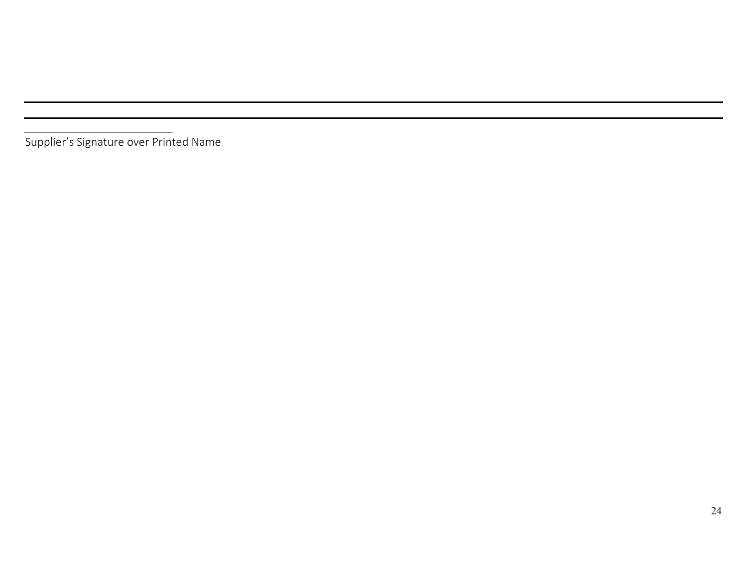\_\_\_\_\_\_\_\_\_\_\_\_\_\_\_\_\_\_\_\_\_\_\_\_\_\_

Supplier’s Signature over Printed Name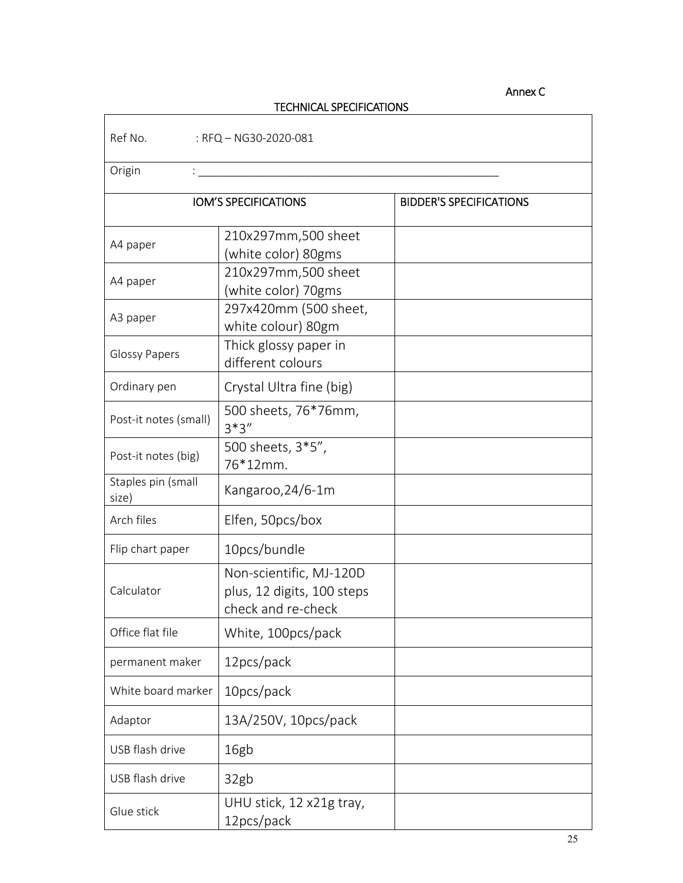Annex C

TECHNICAL SPECIFICATIONS

| Ref No. : RFQ – NG30-2020-081 | | |
|---|---|---|
| Origin : _______________________________________________ | | |
| IOM'S SPECIFICATIONS | | BIDDER'S SPECIFICATIONS |
| A4 paper | 210x297mm,500 sheet (white color) 80gms | |
| A4 paper | 210x297mm,500 sheet (white color) 70gms | |
| A3 paper | 297x420mm (500 sheet, white colour) 80gm | |
| Glossy Papers | Thick glossy paper in different colours | |
| Ordinary pen | Crystal Ultra fine (big) | |
| Post-it notes (small) | 500 sheets, 76*76mm, 3*3" | |
| Post-it notes (big) | 500 sheets, 3*5", 76*12mm. | |
| Staples pin (small size) | Kangaroo,24/6-1m | |
| Arch files | Elfen, 50pcs/box | |
| Flip chart paper | 10pcs/bundle | |
| Calculator | Non-scientific, MJ-120D plus, 12 digits, 100 steps check and re-check | |
| Office flat file | White, 100pcs/pack | |
| permanent maker | 12pcs/pack | |
| White board marker | 10pcs/pack | |
| Adaptor | 13A/250V, 10pcs/pack | |
| USB flash drive | 16gb | |
| USB flash drive | 32gb | |
| Glue stick | UHU stick, 12 x21g tray, 12pcs/pack | |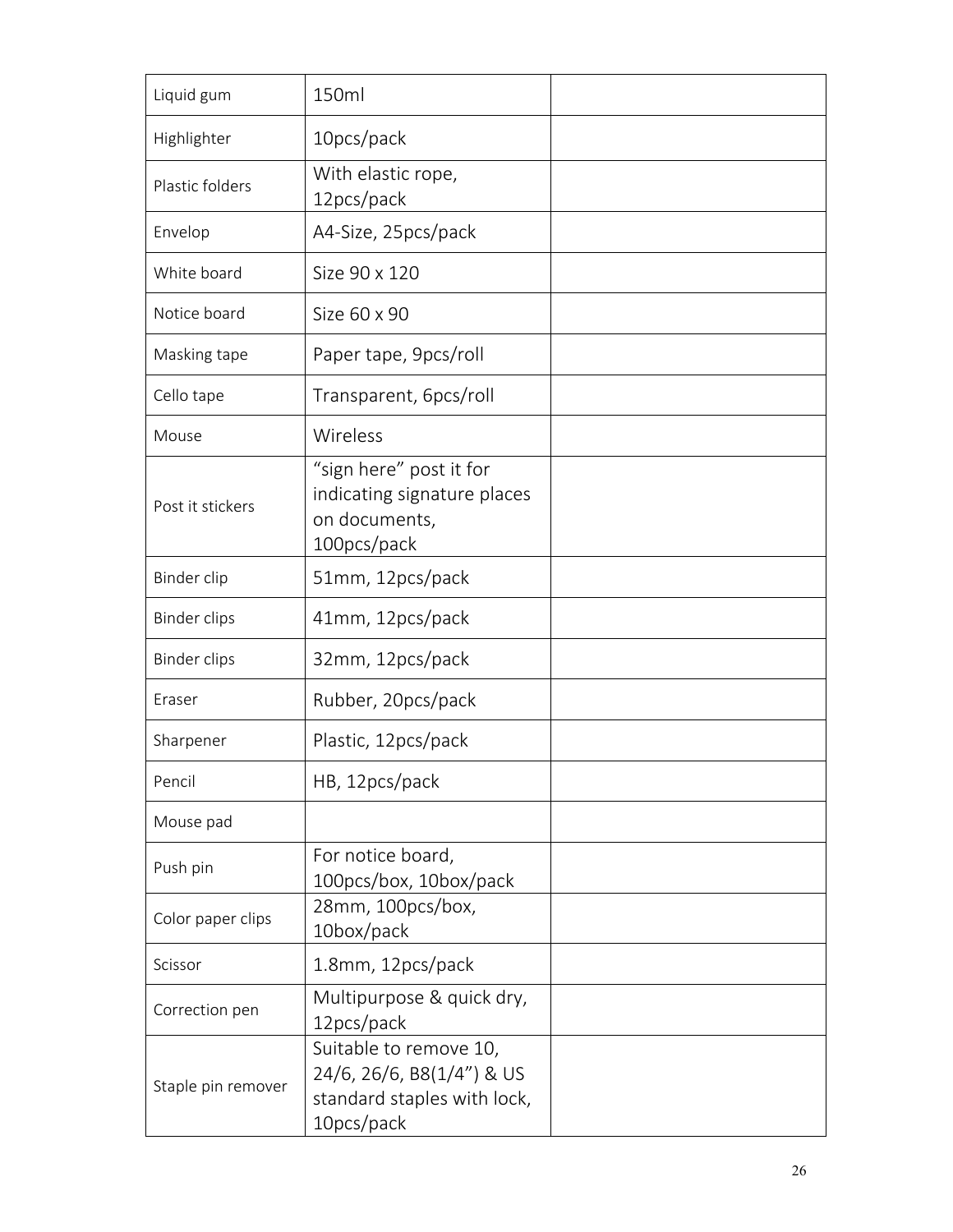| Liquid gum | 150ml | |
|---|---|---|
| Highlighter | 10pcs/pack | |
| Plastic folders | With elastic rope, 12pcs/pack | |
| Envelop | A4-Size, 25pcs/pack | |
| White board | Size 90 x 120 | |
| Notice board | Size 60 x 90 | |
| Masking tape | Paper tape, 9pcs/roll | |
| Cello tape | Transparent, 6pcs/roll | |
| Mouse | Wireless | |
| Post it stickers | "sign here" post it for indicating signature places on documents, 100pcs/pack | |
| Binder clip | 51mm, 12pcs/pack | |
| Binder clips | 41mm, 12pcs/pack | |
| Binder clips | 32mm, 12pcs/pack | |
| Eraser | Rubber, 20pcs/pack | |
| Sharpener | Plastic, 12pcs/pack | |
| Pencil | HB, 12pcs/pack | |
| Mouse pad | | |
| Push pin | For notice board, 100pcs/box, 10box/pack | |
| Color paper clips | 28mm, 100pcs/box, 10box/pack | |
| Scissor | 1.8mm, 12pcs/pack | |
| Correction pen | Multipurpose & quick dry, 12pcs/pack | |
| Staple pin remover | Suitable to remove 10, 24/6, 26/6, B8(1/4") & US standard staples with lock, 10pcs/pack | |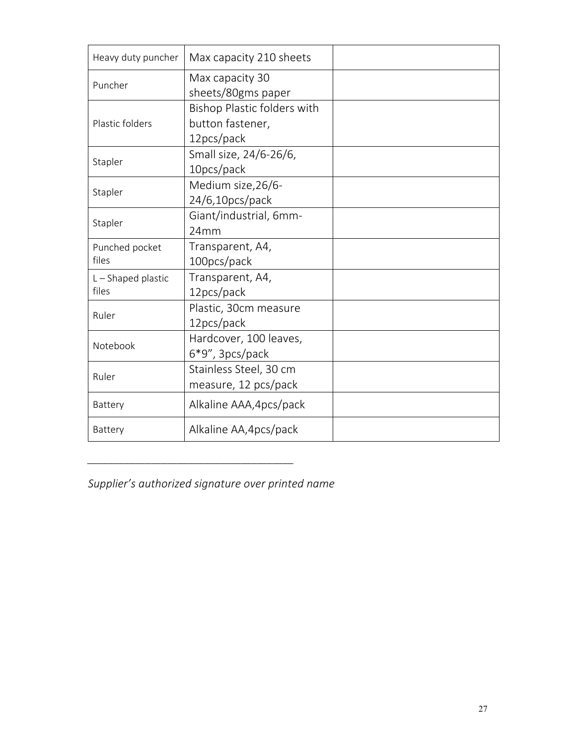| | | |
|---|---|---|
| Heavy duty puncher | Max capacity 210 sheets | |
| Puncher | Max capacity 30 sheets/80gms paper | |
| Plastic folders | Bishop Plastic folders with button fastener, 12pcs/pack | |
| Stapler | Small size, 24/6-26/6, 10pcs/pack | |
| Stapler | Medium size,26/6-24/6,10pcs/pack | |
| Stapler | Giant/industrial, 6mm-24mm | |
| Punched pocket files | Transparent, A4, 100pcs/pack | |
| L – Shaped plastic files | Transparent, A4, 12pcs/pack | |
| Ruler | Plastic, 30cm measure 12pcs/pack | |
| Notebook | Hardcover, 100 leaves, 6*9", 3pcs/pack | |
| Ruler | Stainless Steel, 30 cm measure, 12 pcs/pack | |
| Battery | Alkaline AAA,4pcs/pack | |
| Battery | Alkaline AA,4pcs/pack | |

___________________________________

*Supplier's authorized signature over printed name*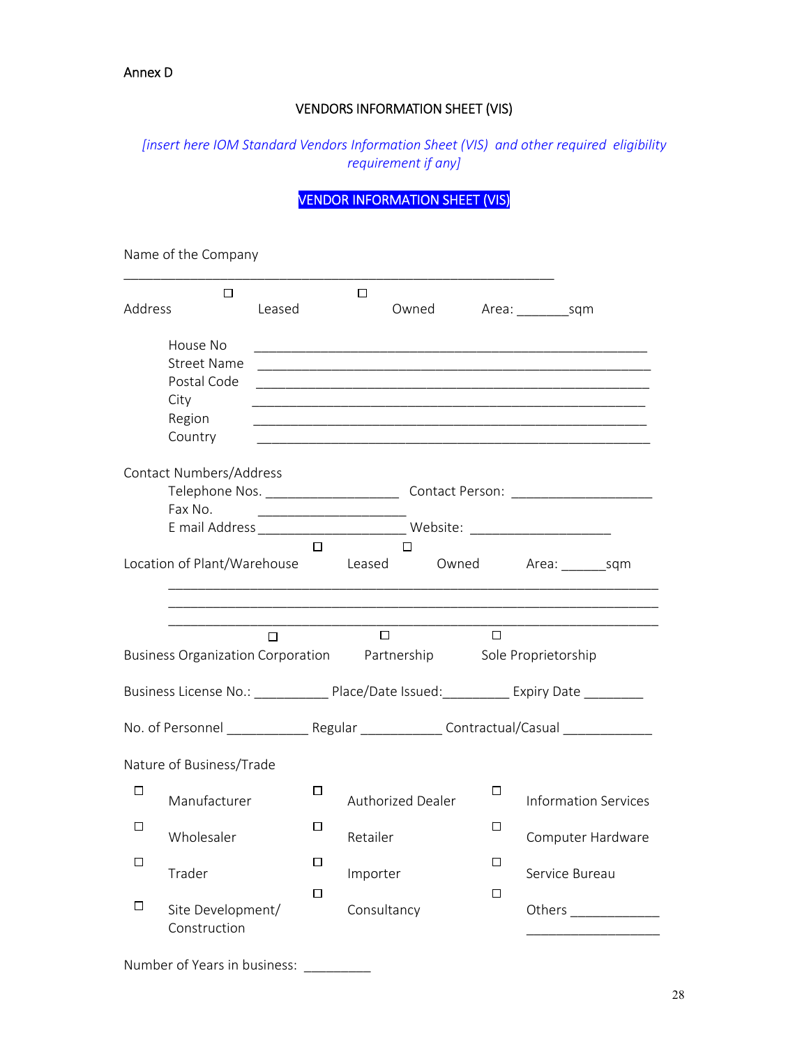Annex D

## VENDORS INFORMATION SHEET (VIS)

*[insert here IOM Standard Vendors Information Sheet (VIS) and other required eligibility requirement if any]*

**VENDOR INFORMATION SHEET (VIS)**

Name of the Company

______________________________________________________

Address ☐ Leased ☐ Owned Area: _______sqm

House No ______________________________________________________
Street Name ______________________________________________________
Postal Code ______________________________________________________
City ______________________________________________________
Region ______________________________________________________
Country ______________________________________________________

Contact Numbers/Address
Telephone Nos. __________________ Contact Person: ___________________
Fax No. ____________________
E mail Address ____________________ Website: ___________________

Location of Plant/Warehouse ☐ Leased ☐ Owned Area: ______sqm

__________________________________________________________________
__________________________________________________________________
__________________________________________________________________

Business Organization ☐ Corporation ☐ Partnership ☐ Sole Proprietorship

Business License No.: __________ Place/Date Issued:_________ Expiry Date ________

No. of Personnel ___________ Regular ___________ Contractual/Casual ____________

Nature of Business/Trade

| | | |
|---|---|---|
| ☐ Manufacturer | ☐ Authorized Dealer | ☐ Information Services |
| ☐ Wholesaler | ☐ Retailer | ☐ Computer Hardware |
| ☐ Trader | ☐ Importer | ☐ Service Bureau |
| ☐ Site Development/ Construction | ☐ Consultancy | ☐ Others ____________ __________________ |

Number of Years in business: _________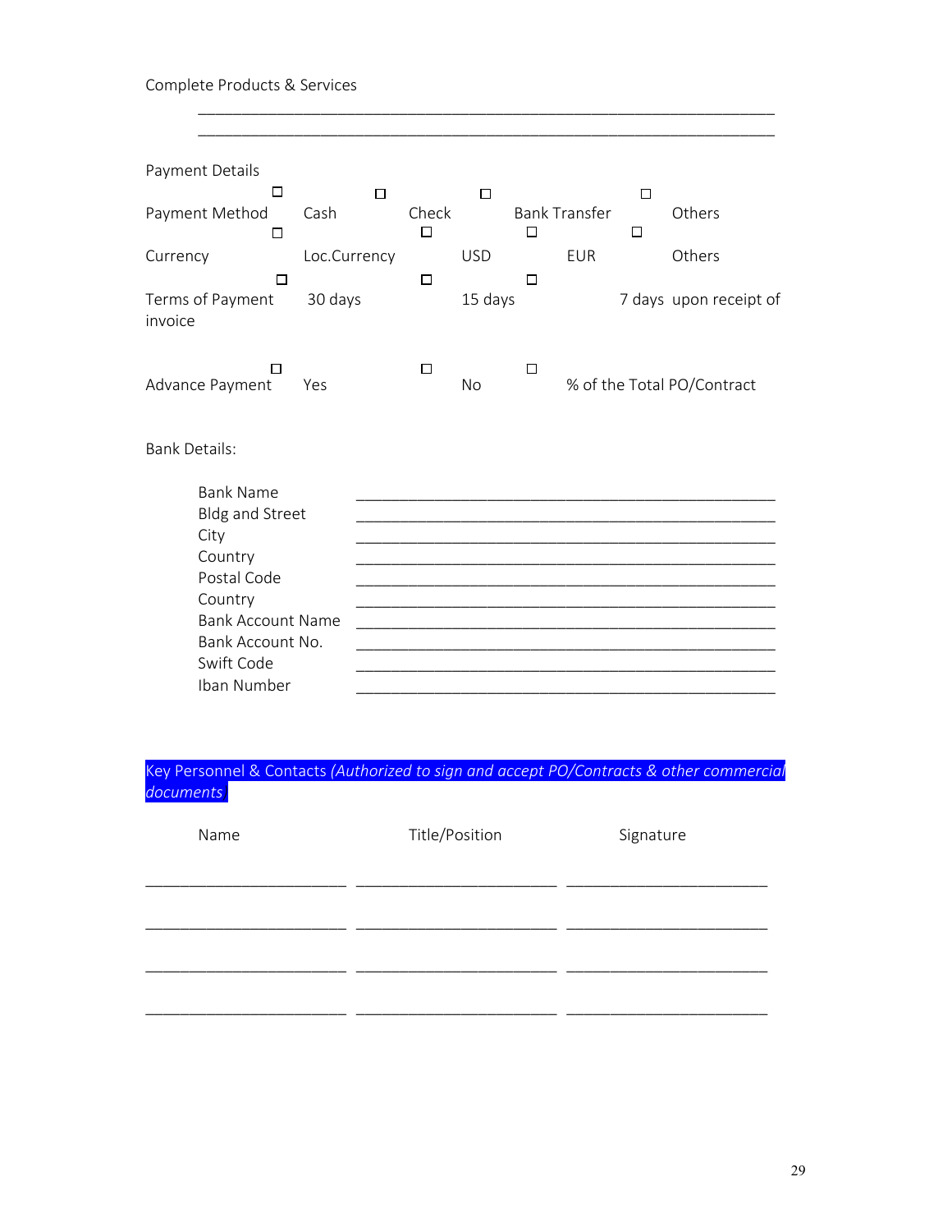Complete Products & Services

\_\_\_\_\_\_\_\_\_\_\_\_\_\_\_\_\_\_\_\_\_\_\_\_\_\_\_\_\_\_\_\_\_\_\_\_\_\_\_\_\_\_\_\_\_\_\_\_\_\_\_\_\_\_\_\_\_\_\_\_\_\_

\_\_\_\_\_\_\_\_\_\_\_\_\_\_\_\_\_\_\_\_\_\_\_\_\_\_\_\_\_\_\_\_\_\_\_\_\_\_\_\_\_\_\_\_\_\_\_\_\_\_\_\_\_\_\_\_\_\_\_\_\_\_

Payment Details

Payment Method ☐ Cash ☐ Check ☐ Bank Transfer ☐ Others

Currency ☐ Loc.Currency ☐ USD ☐ EUR ☐ Others

Terms of Payment ☐ 30 days ☐ 15 days ☐ 7 days upon receipt of invoice

Advance Payment ☐ Yes ☐ No ☐ % of the Total PO/Contract

Bank Details:

| | |
|---|---|
| Bank Name | \_\_\_\_\_\_\_\_\_\_\_\_\_\_\_\_\_\_\_\_\_\_\_\_\_\_\_\_\_\_\_\_\_\_\_\_\_\_\_\_ |
| Bldg and Street | \_\_\_\_\_\_\_\_\_\_\_\_\_\_\_\_\_\_\_\_\_\_\_\_\_\_\_\_\_\_\_\_\_\_\_\_\_\_\_\_ |
| City | \_\_\_\_\_\_\_\_\_\_\_\_\_\_\_\_\_\_\_\_\_\_\_\_\_\_\_\_\_\_\_\_\_\_\_\_\_\_\_\_ |
| Country | \_\_\_\_\_\_\_\_\_\_\_\_\_\_\_\_\_\_\_\_\_\_\_\_\_\_\_\_\_\_\_\_\_\_\_\_\_\_\_\_ |
| Postal Code | \_\_\_\_\_\_\_\_\_\_\_\_\_\_\_\_\_\_\_\_\_\_\_\_\_\_\_\_\_\_\_\_\_\_\_\_\_\_\_\_ |
| Country | \_\_\_\_\_\_\_\_\_\_\_\_\_\_\_\_\_\_\_\_\_\_\_\_\_\_\_\_\_\_\_\_\_\_\_\_\_\_\_\_ |
| Bank Account Name | \_\_\_\_\_\_\_\_\_\_\_\_\_\_\_\_\_\_\_\_\_\_\_\_\_\_\_\_\_\_\_\_\_\_\_\_\_\_\_\_ |
| Bank Account No. | \_\_\_\_\_\_\_\_\_\_\_\_\_\_\_\_\_\_\_\_\_\_\_\_\_\_\_\_\_\_\_\_\_\_\_\_\_\_\_\_ |
| Swift Code | \_\_\_\_\_\_\_\_\_\_\_\_\_\_\_\_\_\_\_\_\_\_\_\_\_\_\_\_\_\_\_\_\_\_\_\_\_\_\_\_ |
| Iban Number | \_\_\_\_\_\_\_\_\_\_\_\_\_\_\_\_\_\_\_\_\_\_\_\_\_\_\_\_\_\_\_\_\_\_\_\_\_\_\_\_ |

**Key Personnel & Contacts** *(Authorized to sign and accept PO/Contracts & other commercial documents*

| Name | Title/Position | Signature |
|---|---|---|
| \_\_\_\_\_\_\_\_\_\_\_\_\_\_\_\_\_\_\_\_ | \_\_\_\_\_\_\_\_\_\_\_\_\_\_\_\_\_\_\_\_ | \_\_\_\_\_\_\_\_\_\_\_\_\_\_\_\_\_\_\_\_ |
| \_\_\_\_\_\_\_\_\_\_\_\_\_\_\_\_\_\_\_\_ | \_\_\_\_\_\_\_\_\_\_\_\_\_\_\_\_\_\_\_\_ | \_\_\_\_\_\_\_\_\_\_\_\_\_\_\_\_\_\_\_\_ |
| \_\_\_\_\_\_\_\_\_\_\_\_\_\_\_\_\_\_\_\_ | \_\_\_\_\_\_\_\_\_\_\_\_\_\_\_\_\_\_\_\_ | \_\_\_\_\_\_\_\_\_\_\_\_\_\_\_\_\_\_\_\_ |
| \_\_\_\_\_\_\_\_\_\_\_\_\_\_\_\_\_\_\_\_ | \_\_\_\_\_\_\_\_\_\_\_\_\_\_\_\_\_\_\_\_ | \_\_\_\_\_\_\_\_\_\_\_\_\_\_\_\_\_\_\_\_ |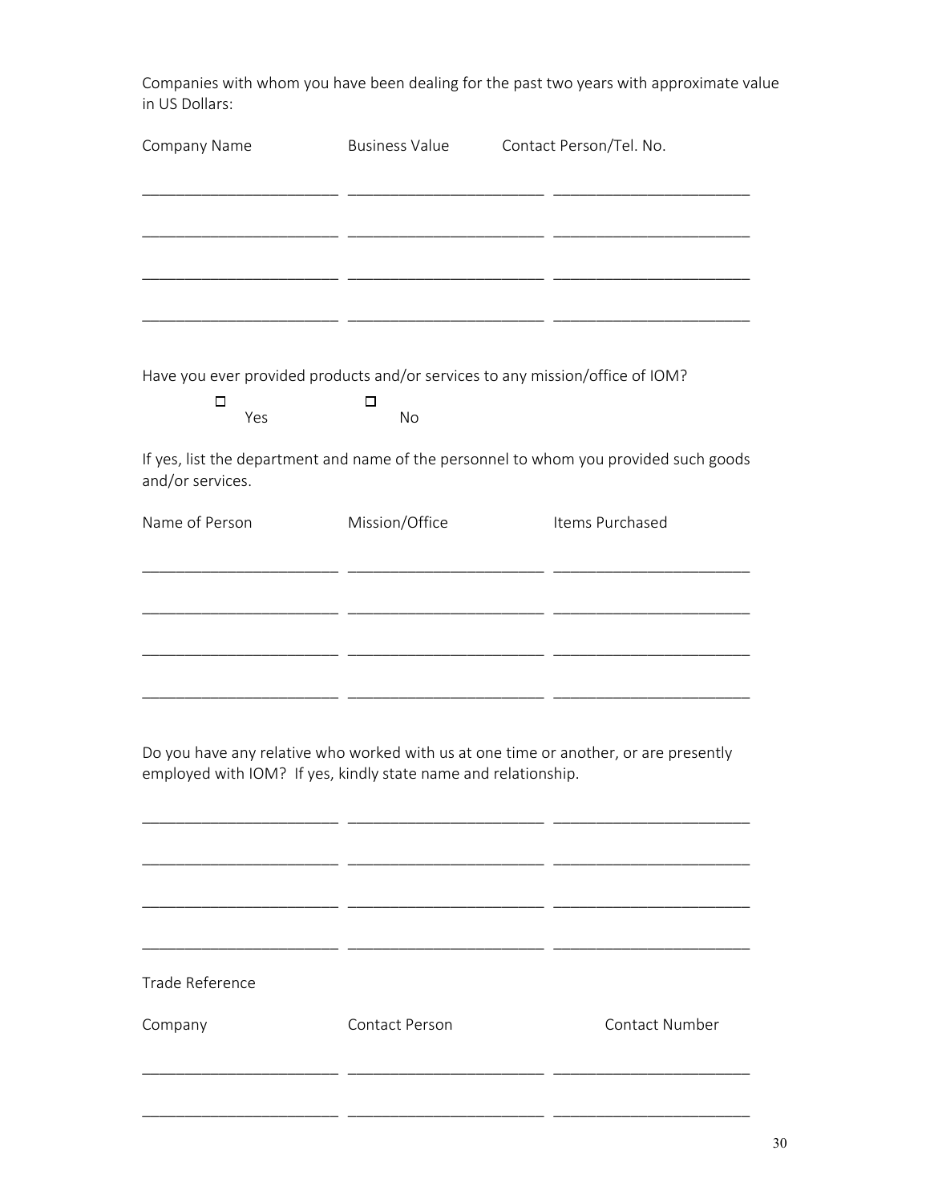Companies with whom you have been dealing for the past two years with approximate value in US Dollars:

| Company Name | Business Value | Contact Person/Tel. No. |
| --- | --- | --- |
| | | |
| | | |
| | | |
| | | |

Have you ever provided products and/or services to any mission/office of IOM?

☐ Yes ☐ No

If yes, list the department and name of the personnel to whom you provided such goods and/or services.

| Name of Person | Mission/Office | Items Purchased |
| --- | --- | --- |
| | | |
| | | |
| | | |
| | | |

Do you have any relative who worked with us at one time or another, or are presently employed with IOM? If yes, kindly state name and relationship.

| | | |
| --- | --- | --- |
| | | |
| | | |
| | | |
| | | |

Trade Reference

| Company | Contact Person | Contact Number |
| --- | --- | --- |
| | | |
| | | |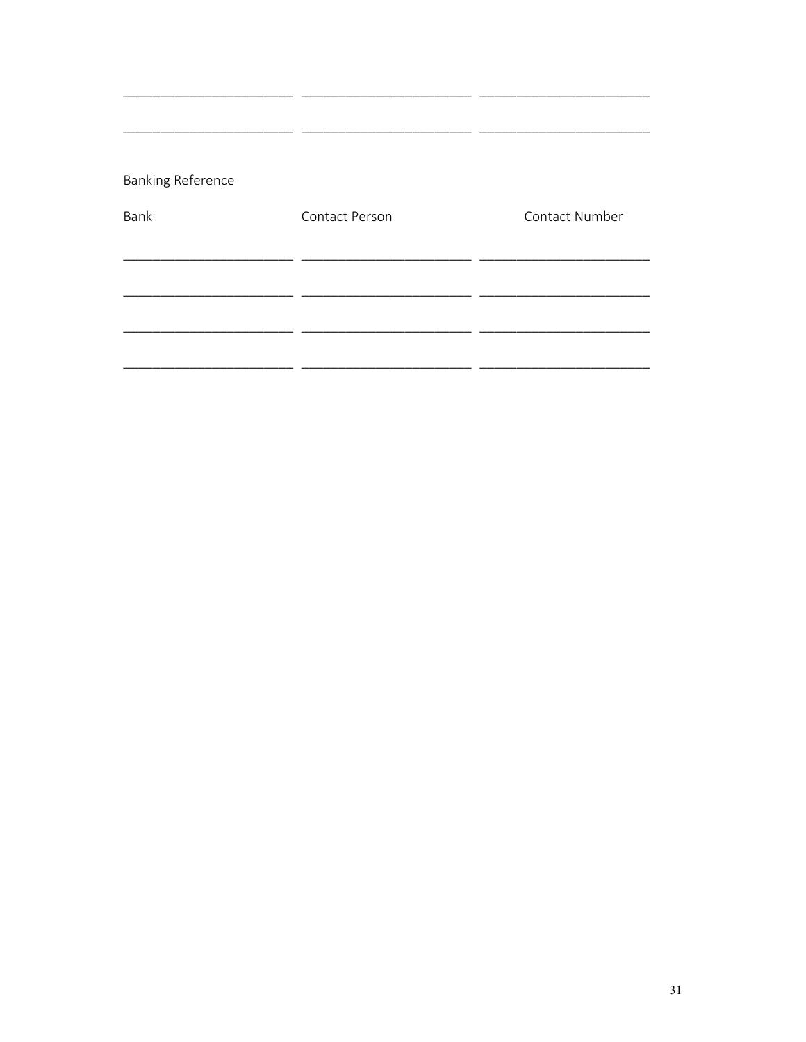_______________________ _______________________ _______________________

_______________________ _______________________ _______________________

Banking Reference

| Bank | Contact Person | Contact Number |
|---|---|---|
| _______________________ | _______________________ | _______________________ |
| _______________________ | _______________________ | _______________________ |
| _______________________ | _______________________ | _______________________ |
| _______________________ | _______________________ | _______________________ |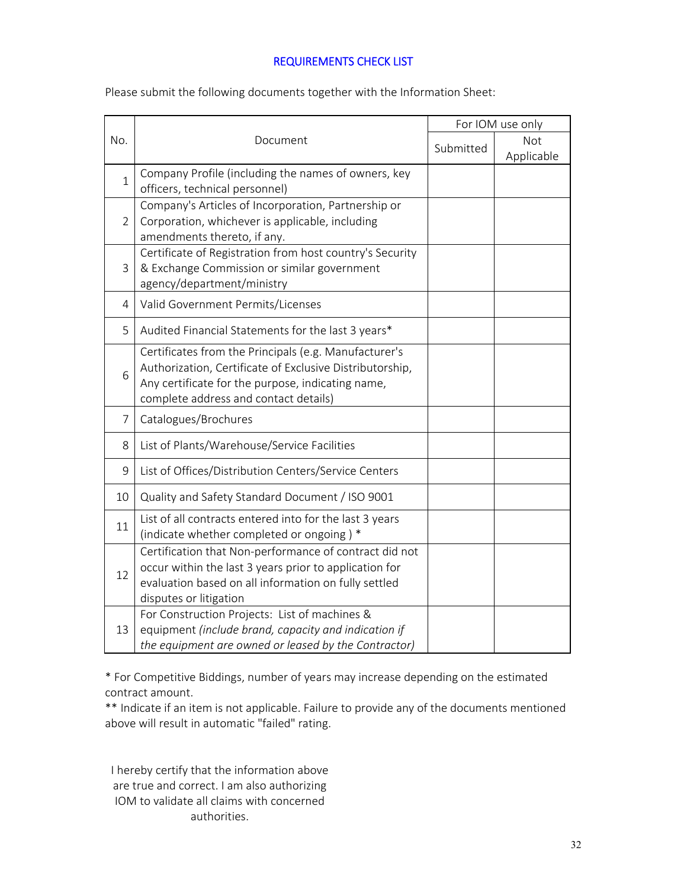## REQUIREMENTS CHECK LIST

Please submit the following documents together with the Information Sheet:

| No. | Document | For IOM use only | |
|---|---|---|---|
| | | Submitted | Not Applicable |
| 1 | Company Profile (including the names of owners, key officers, technical personnel) | | |
| 2 | Company's Articles of Incorporation, Partnership or Corporation, whichever is applicable, including amendments thereto, if any. | | |
| 3 | Certificate of Registration from host country's Security & Exchange Commission or similar government agency/department/ministry | | |
| 4 | Valid Government Permits/Licenses | | |
| 5 | Audited Financial Statements for the last 3 years* | | |
| 6 | Certificates from the Principals (e.g. Manufacturer's Authorization, Certificate of Exclusive Distributorship, Any certificate for the purpose, indicating name, complete address and contact details) | | |
| 7 | Catalogues/Brochures | | |
| 8 | List of Plants/Warehouse/Service Facilities | | |
| 9 | List of Offices/Distribution Centers/Service Centers | | |
| 10 | Quality and Safety Standard Document / ISO 9001 | | |
| 11 | List of all contracts entered into for the last 3 years (indicate whether completed or ongoing ) * | | |
| 12 | Certification that Non-performance of contract did not occur within the last 3 years prior to application for evaluation based on all information on fully settled disputes or litigation | | |
| 13 | For Construction Projects: List of machines & equipment *(include brand, capacity and indication if the equipment are owned or leased by the Contractor)* | | |

* For Competitive Biddings, number of years may increase depending on the estimated contract amount.
** Indicate if an item is not applicable. Failure to provide any of the documents mentioned above will result in automatic "failed" rating.

I hereby certify that the information above are true and correct. I am also authorizing IOM to validate all claims with concerned authorities.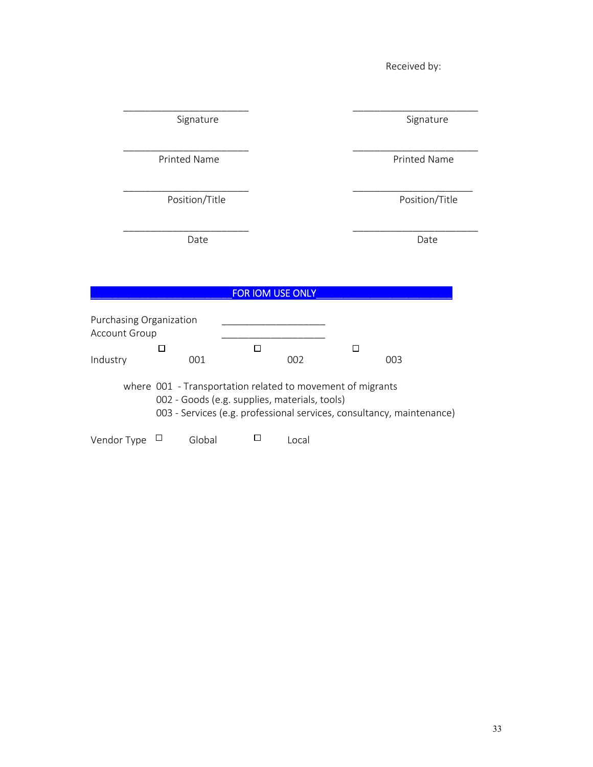Received by:

| | |
|---|---|
| ________________________ | ________________________ |
| Signature | Signature |
| ________________________ | ________________________ |
| Printed Name | Printed Name |
| ________________________ | ________________________ |
| Position/Title | Position/Title |
| ________________________ | ________________________ |
| Date | Date |

**FOR IOM USE ONLY**

Purchasing Organization ____________________

Account Group ____________________

Industry ☐ 001 ☐ 002 ☐ 003

where 001 - Transportation related to movement of migrants
002 - Goods (e.g. supplies, materials, tools)
003 - Services (e.g. professional services, consultancy, maintenance)

Vendor Type ☐ Global ☐ Local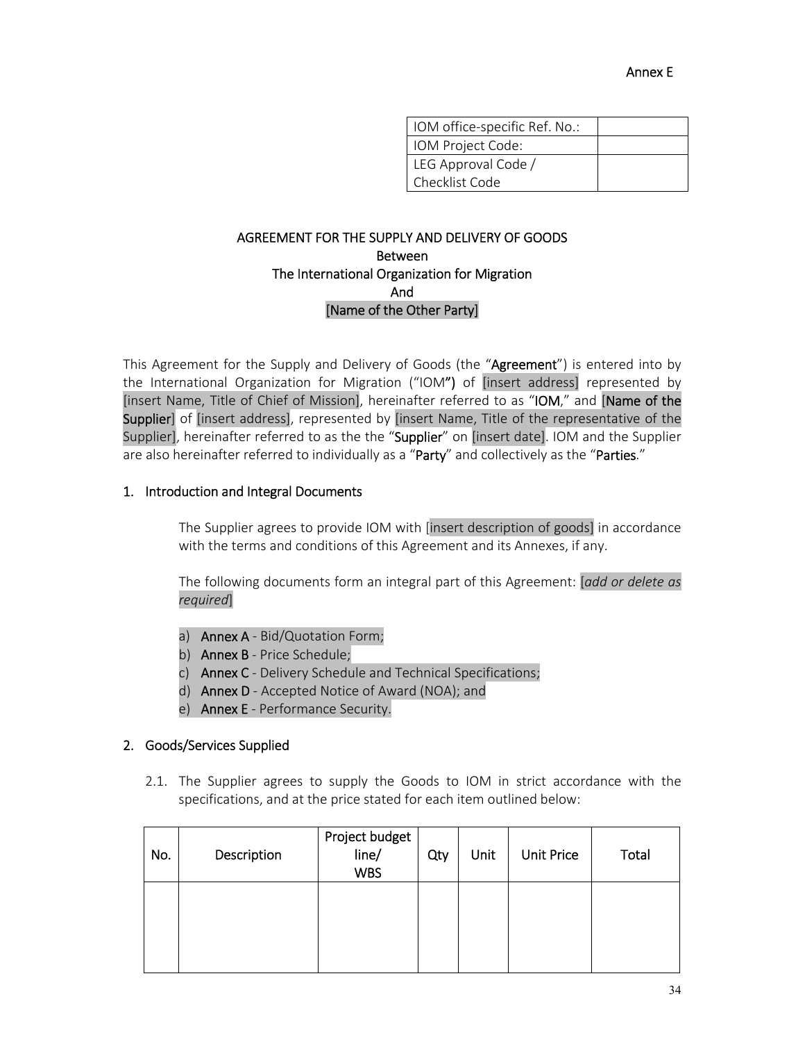Annex E

| IOM office-specific Ref. No.: | |
|---|---|
| IOM Project Code: | |
| LEG Approval Code / Checklist Code | |

# AGREEMENT FOR THE SUPPLY AND DELIVERY OF GOODS
Between
The International Organization for Migration
And
[Name of the Other Party]

This Agreement for the Supply and Delivery of Goods (the "**Agreement**") is entered into by the International Organization for Migration ("IOM**"**) of [insert address] represented by [insert Name, Title of Chief of Mission], hereinafter referred to as "**IOM**," and [**Name of the Supplier**] of [insert address], represented by [insert Name, Title of the representative of the Supplier], hereinafter referred to as the the "**Supplier**" on [insert date]. IOM and the Supplier are also hereinafter referred to individually as a "**Party**" and collectively as the "**Parties**."

## 1. Introduction and Integral Documents

The Supplier agrees to provide IOM with [insert description of goods] in accordance with the terms and conditions of this Agreement and its Annexes, if any.

The following documents form an integral part of this Agreement: [*add or delete as required*]

a) **Annex A** - Bid/Quotation Form;
b) **Annex B** - Price Schedule;
c) **Annex C** - Delivery Schedule and Technical Specifications;
d) **Annex D** - Accepted Notice of Award (NOA); and
e) **Annex E** - Performance Security.

## 2. Goods/Services Supplied

2.1. The Supplier agrees to supply the Goods to IOM in strict accordance with the specifications, and at the price stated for each item outlined below:

| No. | Description | Project budget line/ WBS | Qty | Unit | Unit Price | Total |
|---|---|---|---|---|---|---|
| | | | | | | |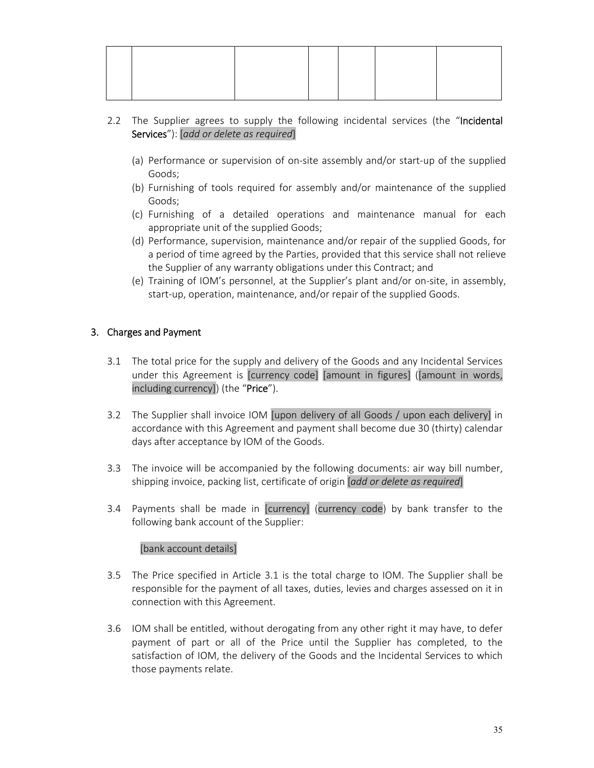| | | | | | | |
|---|---|---|---|---|---|---|
| | | | | | | |

2.2 The Supplier agrees to supply the following incidental services (the "**Incidental Services**"): [*add or delete as required*]

(a) Performance or supervision of on-site assembly and/or start-up of the supplied Goods;
(b) Furnishing of tools required for assembly and/or maintenance of the supplied Goods;
(c) Furnishing of a detailed operations and maintenance manual for each appropriate unit of the supplied Goods;
(d) Performance, supervision, maintenance and/or repair of the supplied Goods, for a period of time agreed by the Parties, provided that this service shall not relieve the Supplier of any warranty obligations under this Contract; and
(e) Training of IOM's personnel, at the Supplier's plant and/or on-site, in assembly, start-up, operation, maintenance, and/or repair of the supplied Goods.

## 3. Charges and Payment

3.1 The total price for the supply and delivery of the Goods and any Incidental Services under this Agreement is [currency code] [amount in figures] ([amount in words, including currency]) (the "**Price**").

3.2 The Supplier shall invoice IOM [upon delivery of all Goods / upon each delivery] in accordance with this Agreement and payment shall become due 30 (thirty) calendar days after acceptance by IOM of the Goods.

3.3 The invoice will be accompanied by the following documents: air way bill number, shipping invoice, packing list, certificate of origin [*add or delete as required*]

3.4 Payments shall be made in [currency] (currency code) by bank transfer to the following bank account of the Supplier:

[bank account details]

3.5 The Price specified in Article 3.1 is the total charge to IOM. The Supplier shall be responsible for the payment of all taxes, duties, levies and charges assessed on it in connection with this Agreement.

3.6 IOM shall be entitled, without derogating from any other right it may have, to defer payment of part or all of the Price until the Supplier has completed, to the satisfaction of IOM, the delivery of the Goods and the Incidental Services to which those payments relate.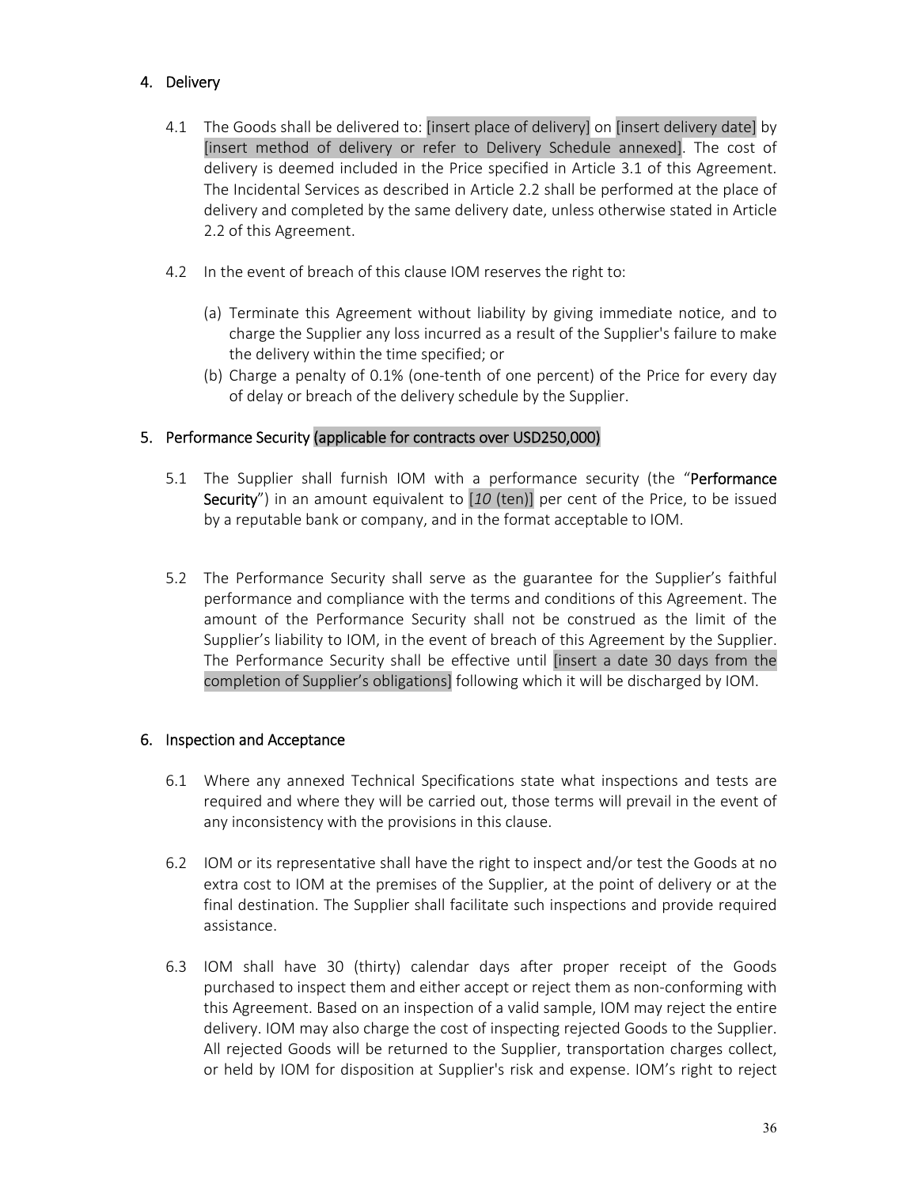## 4. Delivery

4.1 The Goods shall be delivered to: [insert place of delivery] on [insert delivery date] by [insert method of delivery or refer to Delivery Schedule annexed]. The cost of delivery is deemed included in the Price specified in Article 3.1 of this Agreement. The Incidental Services as described in Article 2.2 shall be performed at the place of delivery and completed by the same delivery date, unless otherwise stated in Article 2.2 of this Agreement.

4.2 In the event of breach of this clause IOM reserves the right to:

(a) Terminate this Agreement without liability by giving immediate notice, and to charge the Supplier any loss incurred as a result of the Supplier's failure to make the delivery within the time specified; or

(b) Charge a penalty of 0.1% (one-tenth of one percent) of the Price for every day of delay or breach of the delivery schedule by the Supplier.

## 5. Performance Security (applicable for contracts over USD250,000)

5.1 The Supplier shall furnish IOM with a performance security (the "**Performance Security**") in an amount equivalent to [*10* (ten)] per cent of the Price, to be issued by a reputable bank or company, and in the format acceptable to IOM.

5.2 The Performance Security shall serve as the guarantee for the Supplier's faithful performance and compliance with the terms and conditions of this Agreement. The amount of the Performance Security shall not be construed as the limit of the Supplier's liability to IOM, in the event of breach of this Agreement by the Supplier. The Performance Security shall be effective until [insert a date 30 days from the completion of Supplier's obligations] following which it will be discharged by IOM.

## 6. Inspection and Acceptance

6.1 Where any annexed Technical Specifications state what inspections and tests are required and where they will be carried out, those terms will prevail in the event of any inconsistency with the provisions in this clause.

6.2 IOM or its representative shall have the right to inspect and/or test the Goods at no extra cost to IOM at the premises of the Supplier, at the point of delivery or at the final destination. The Supplier shall facilitate such inspections and provide required assistance.

6.3 IOM shall have 30 (thirty) calendar days after proper receipt of the Goods purchased to inspect them and either accept or reject them as non-conforming with this Agreement. Based on an inspection of a valid sample, IOM may reject the entire delivery. IOM may also charge the cost of inspecting rejected Goods to the Supplier. All rejected Goods will be returned to the Supplier, transportation charges collect, or held by IOM for disposition at Supplier's risk and expense. IOM's right to reject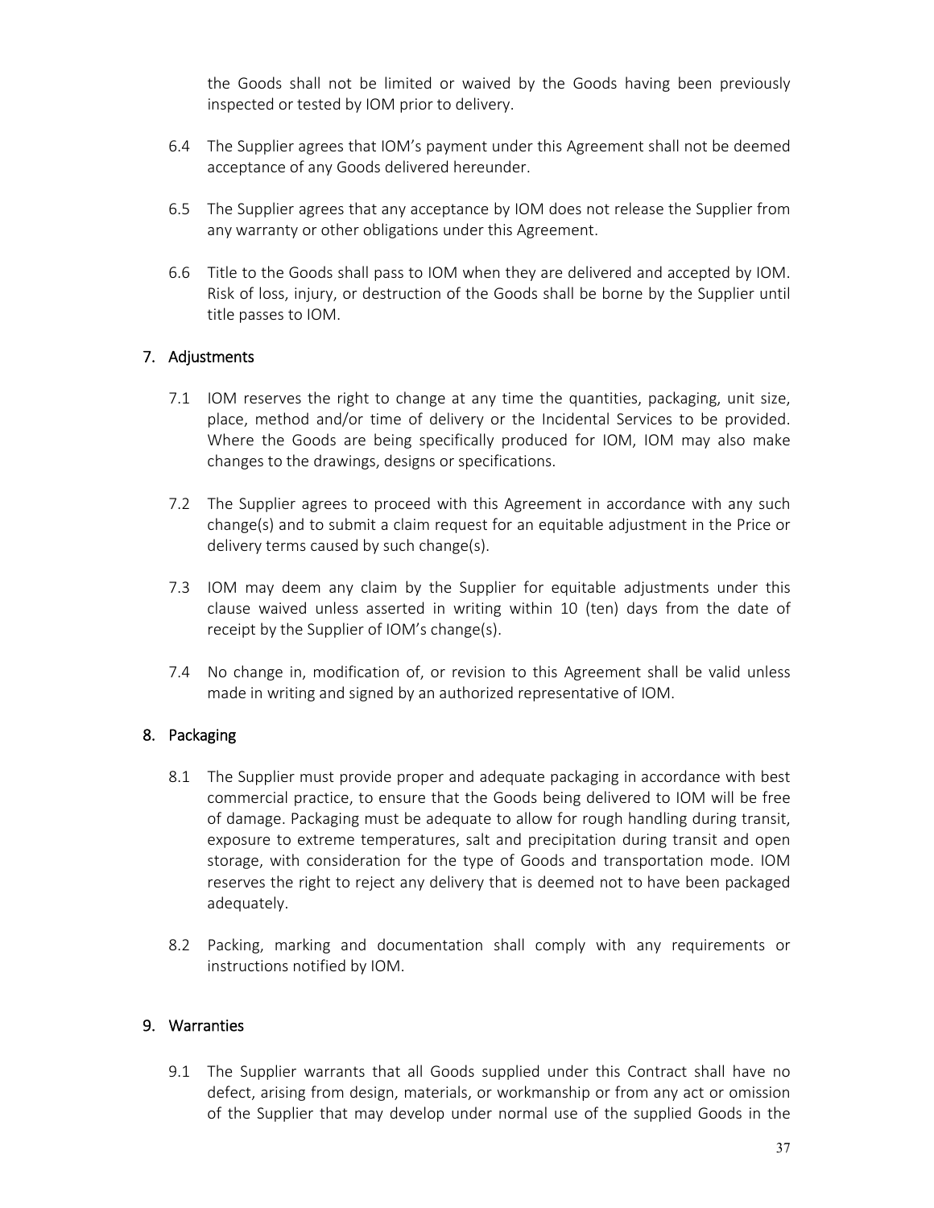the Goods shall not be limited or waived by the Goods having been previously inspected or tested by IOM prior to delivery.

6.4 The Supplier agrees that IOM's payment under this Agreement shall not be deemed acceptance of any Goods delivered hereunder.

6.5 The Supplier agrees that any acceptance by IOM does not release the Supplier from any warranty or other obligations under this Agreement.

6.6 Title to the Goods shall pass to IOM when they are delivered and accepted by IOM. Risk of loss, injury, or destruction of the Goods shall be borne by the Supplier until title passes to IOM.

## 7. Adjustments

7.1 IOM reserves the right to change at any time the quantities, packaging, unit size, place, method and/or time of delivery or the Incidental Services to be provided. Where the Goods are being specifically produced for IOM, IOM may also make changes to the drawings, designs or specifications.

7.2 The Supplier agrees to proceed with this Agreement in accordance with any such change(s) and to submit a claim request for an equitable adjustment in the Price or delivery terms caused by such change(s).

7.3 IOM may deem any claim by the Supplier for equitable adjustments under this clause waived unless asserted in writing within 10 (ten) days from the date of receipt by the Supplier of IOM's change(s).

7.4 No change in, modification of, or revision to this Agreement shall be valid unless made in writing and signed by an authorized representative of IOM.

## 8. Packaging

8.1 The Supplier must provide proper and adequate packaging in accordance with best commercial practice, to ensure that the Goods being delivered to IOM will be free of damage. Packaging must be adequate to allow for rough handling during transit, exposure to extreme temperatures, salt and precipitation during transit and open storage, with consideration for the type of Goods and transportation mode. IOM reserves the right to reject any delivery that is deemed not to have been packaged adequately.

8.2 Packing, marking and documentation shall comply with any requirements or instructions notified by IOM.

## 9. Warranties

9.1 The Supplier warrants that all Goods supplied under this Contract shall have no defect, arising from design, materials, or workmanship or from any act or omission of the Supplier that may develop under normal use of the supplied Goods in the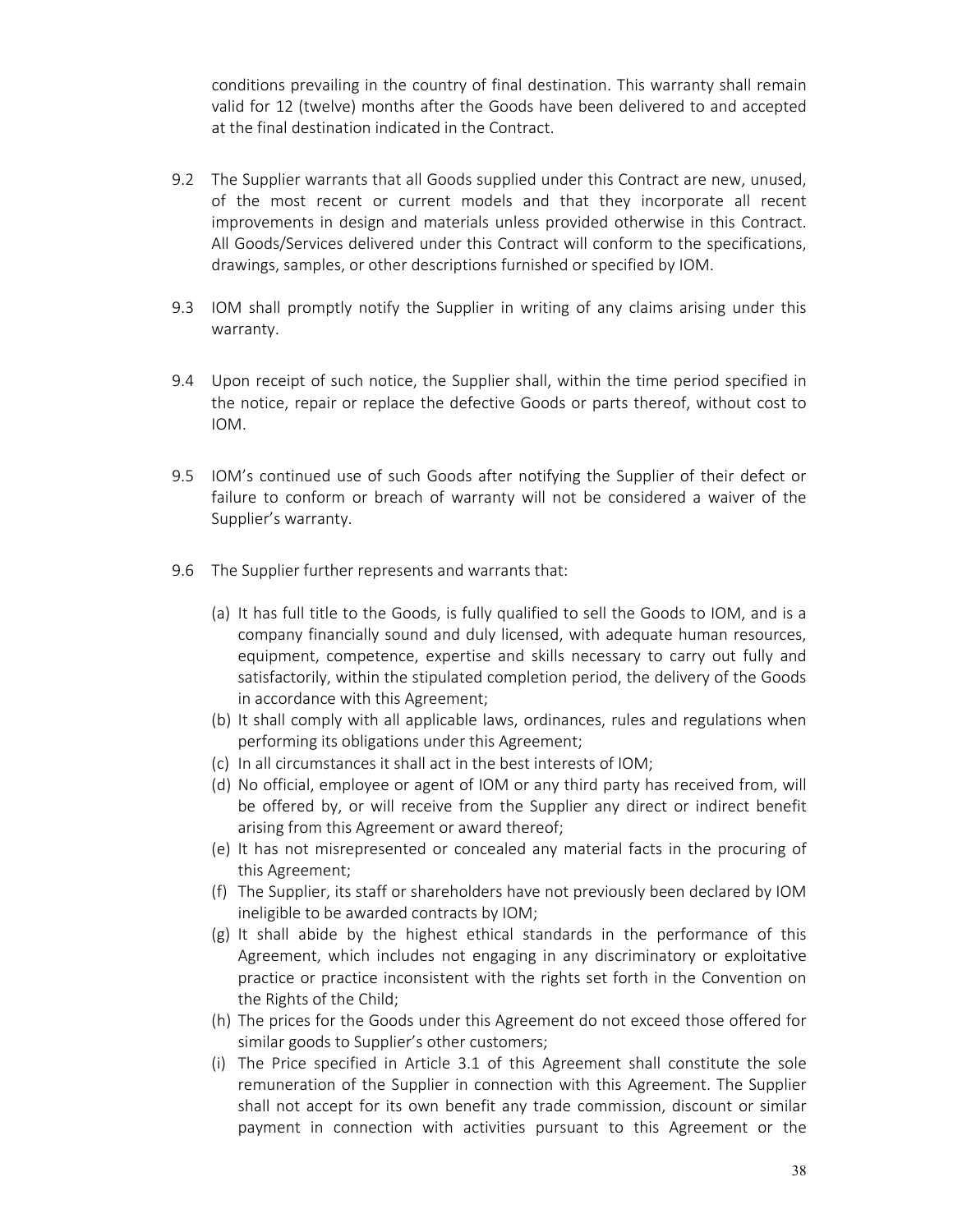conditions prevailing in the country of final destination. This warranty shall remain valid for 12 (twelve) months after the Goods have been delivered to and accepted at the final destination indicated in the Contract.

9.2 The Supplier warrants that all Goods supplied under this Contract are new, unused, of the most recent or current models and that they incorporate all recent improvements in design and materials unless provided otherwise in this Contract. All Goods/Services delivered under this Contract will conform to the specifications, drawings, samples, or other descriptions furnished or specified by IOM.

9.3 IOM shall promptly notify the Supplier in writing of any claims arising under this warranty.

9.4 Upon receipt of such notice, the Supplier shall, within the time period specified in the notice, repair or replace the defective Goods or parts thereof, without cost to IOM.

9.5 IOM's continued use of such Goods after notifying the Supplier of their defect or failure to conform or breach of warranty will not be considered a waiver of the Supplier's warranty.

9.6 The Supplier further represents and warrants that:

(a) It has full title to the Goods, is fully qualified to sell the Goods to IOM, and is a company financially sound and duly licensed, with adequate human resources, equipment, competence, expertise and skills necessary to carry out fully and satisfactorily, within the stipulated completion period, the delivery of the Goods in accordance with this Agreement;

(b) It shall comply with all applicable laws, ordinances, rules and regulations when performing its obligations under this Agreement;

(c) In all circumstances it shall act in the best interests of IOM;

(d) No official, employee or agent of IOM or any third party has received from, will be offered by, or will receive from the Supplier any direct or indirect benefit arising from this Agreement or award thereof;

(e) It has not misrepresented or concealed any material facts in the procuring of this Agreement;

(f) The Supplier, its staff or shareholders have not previously been declared by IOM ineligible to be awarded contracts by IOM;

(g) It shall abide by the highest ethical standards in the performance of this Agreement, which includes not engaging in any discriminatory or exploitative practice or practice inconsistent with the rights set forth in the Convention on the Rights of the Child;

(h) The prices for the Goods under this Agreement do not exceed those offered for similar goods to Supplier's other customers;

(i) The Price specified in Article 3.1 of this Agreement shall constitute the sole remuneration of the Supplier in connection with this Agreement. The Supplier shall not accept for its own benefit any trade commission, discount or similar payment in connection with activities pursuant to this Agreement or the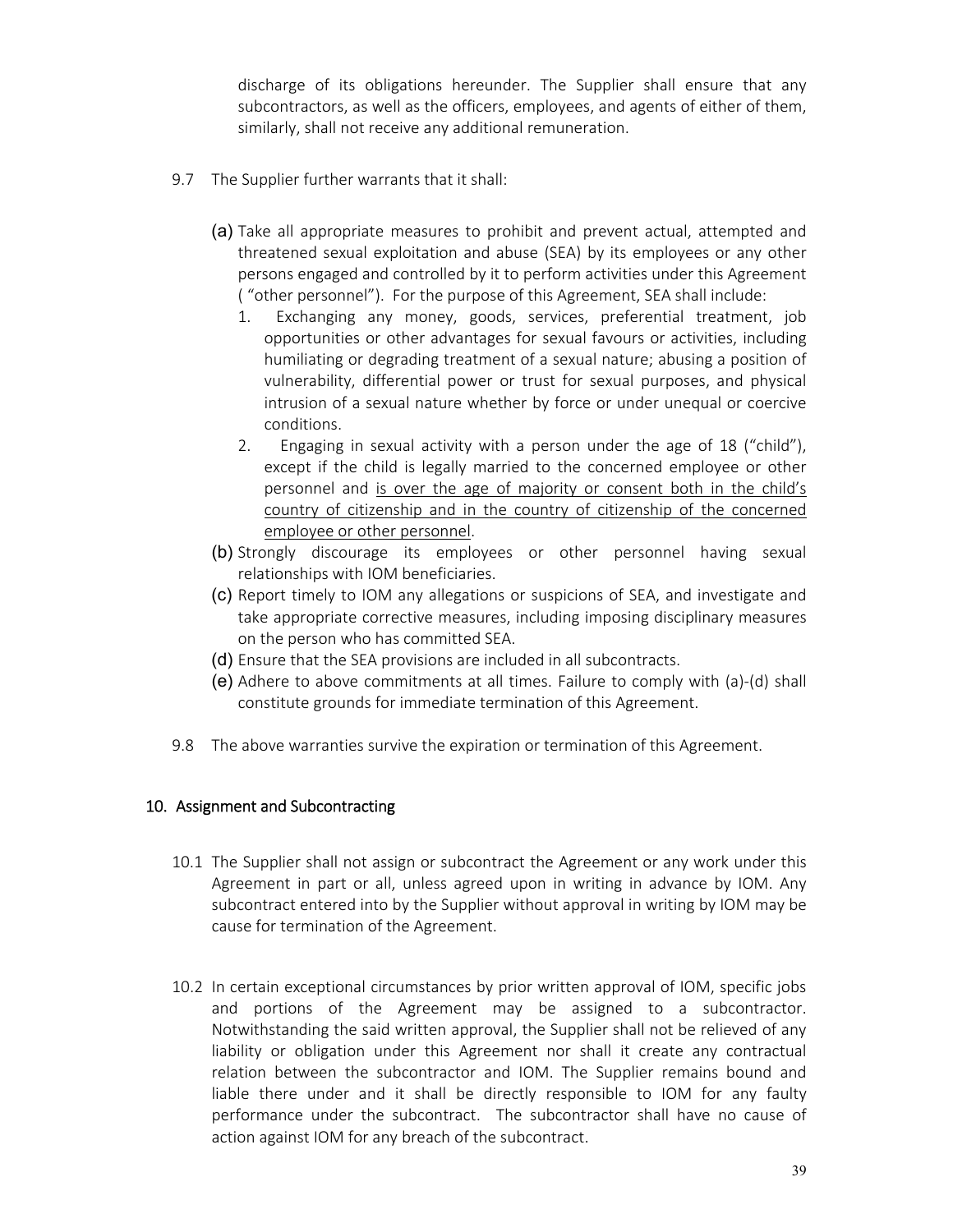discharge of its obligations hereunder. The Supplier shall ensure that any subcontractors, as well as the officers, employees, and agents of either of them, similarly, shall not receive any additional remuneration.

9.7 The Supplier further warrants that it shall:

(a) Take all appropriate measures to prohibit and prevent actual, attempted and threatened sexual exploitation and abuse (SEA) by its employees or any other persons engaged and controlled by it to perform activities under this Agreement ( "other personnel"). For the purpose of this Agreement, SEA shall include:

1. Exchanging any money, goods, services, preferential treatment, job opportunities or other advantages for sexual favours or activities, including humiliating or degrading treatment of a sexual nature; abusing a position of vulnerability, differential power or trust for sexual purposes, and physical intrusion of a sexual nature whether by force or under unequal or coercive conditions.
2. Engaging in sexual activity with a person under the age of 18 ("child"), except if the child is legally married to the concerned employee or other personnel and <u>is over the age of majority or consent both in the child's country of citizenship and in the country of citizenship of the concerned employee or other personnel</u>.

(b) Strongly discourage its employees or other personnel having sexual relationships with IOM beneficiaries.

(c) Report timely to IOM any allegations or suspicions of SEA, and investigate and take appropriate corrective measures, including imposing disciplinary measures on the person who has committed SEA.

(d) Ensure that the SEA provisions are included in all subcontracts.

(e) Adhere to above commitments at all times. Failure to comply with (a)-(d) shall constitute grounds for immediate termination of this Agreement.

9.8 The above warranties survive the expiration or termination of this Agreement.

## 10. Assignment and Subcontracting

10.1 The Supplier shall not assign or subcontract the Agreement or any work under this Agreement in part or all, unless agreed upon in writing in advance by IOM. Any subcontract entered into by the Supplier without approval in writing by IOM may be cause for termination of the Agreement.

10.2 In certain exceptional circumstances by prior written approval of IOM, specific jobs and portions of the Agreement may be assigned to a subcontractor. Notwithstanding the said written approval, the Supplier shall not be relieved of any liability or obligation under this Agreement nor shall it create any contractual relation between the subcontractor and IOM. The Supplier remains bound and liable there under and it shall be directly responsible to IOM for any faulty performance under the subcontract. The subcontractor shall have no cause of action against IOM for any breach of the subcontract.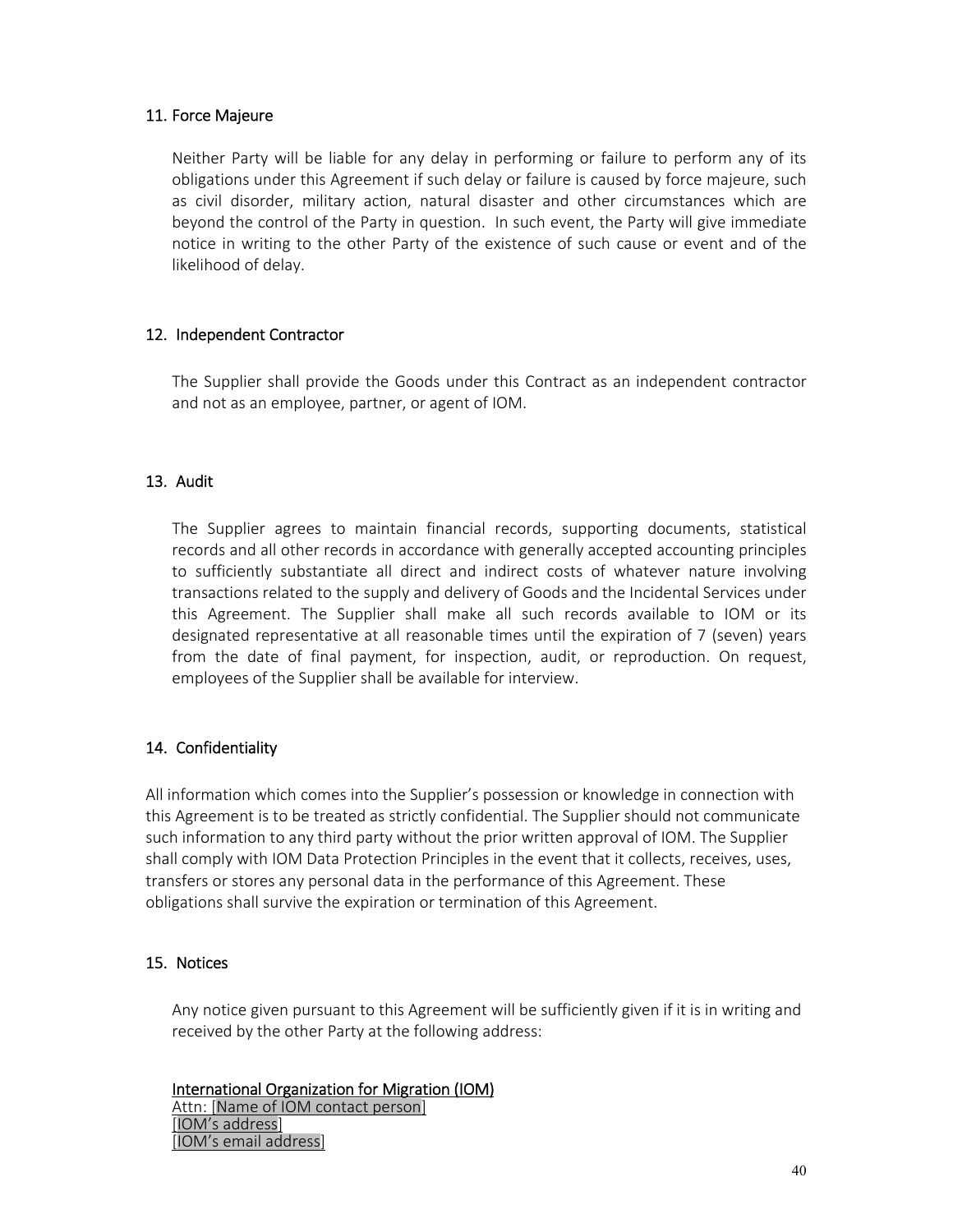### 11. Force Majeure

Neither Party will be liable for any delay in performing or failure to perform any of its obligations under this Agreement if such delay or failure is caused by force majeure, such as civil disorder, military action, natural disaster and other circumstances which are beyond the control of the Party in question. In such event, the Party will give immediate notice in writing to the other Party of the existence of such cause or event and of the likelihood of delay.

### 12. Independent Contractor

The Supplier shall provide the Goods under this Contract as an independent contractor and not as an employee, partner, or agent of IOM.

### 13. Audit

The Supplier agrees to maintain financial records, supporting documents, statistical records and all other records in accordance with generally accepted accounting principles to sufficiently substantiate all direct and indirect costs of whatever nature involving transactions related to the supply and delivery of Goods and the Incidental Services under this Agreement. The Supplier shall make all such records available to IOM or its designated representative at all reasonable times until the expiration of 7 (seven) years from the date of final payment, for inspection, audit, or reproduction. On request, employees of the Supplier shall be available for interview.

### 14. Confidentiality

All information which comes into the Supplier's possession or knowledge in connection with this Agreement is to be treated as strictly confidential. The Supplier should not communicate such information to any third party without the prior written approval of IOM. The Supplier shall comply with IOM Data Protection Principles in the event that it collects, receives, uses, transfers or stores any personal data in the performance of this Agreement. These obligations shall survive the expiration or termination of this Agreement.

### 15. Notices

Any notice given pursuant to this Agreement will be sufficiently given if it is in writing and received by the other Party at the following address:

International Organization for Migration (IOM)
Attn: [Name of IOM contact person]
[IOM's address]
[IOM's email address]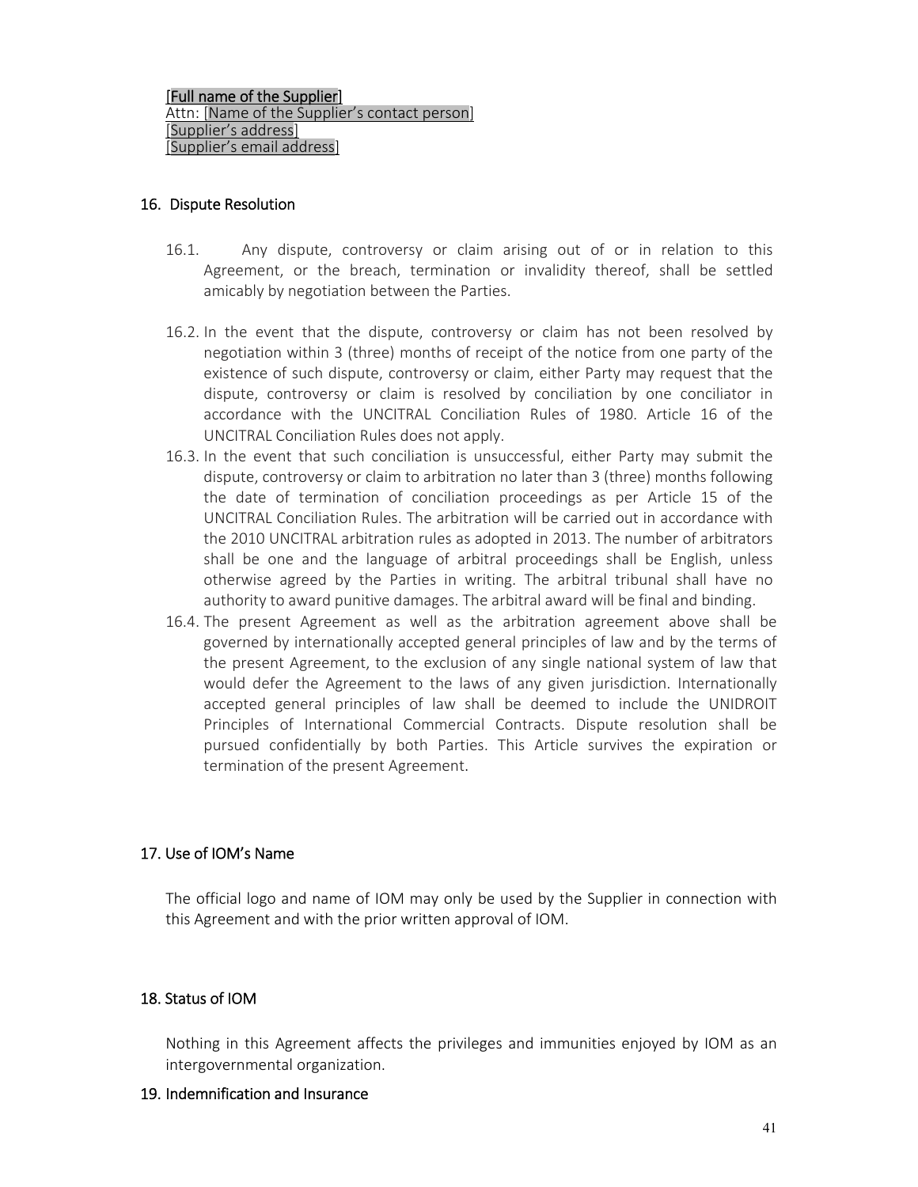[Full name of the Supplier]
Attn: [Name of the Supplier's contact person]
[Supplier's address]
[Supplier's email address]

## 16. Dispute Resolution

16.1. Any dispute, controversy or claim arising out of or in relation to this Agreement, or the breach, termination or invalidity thereof, shall be settled amicably by negotiation between the Parties.

16.2. In the event that the dispute, controversy or claim has not been resolved by negotiation within 3 (three) months of receipt of the notice from one party of the existence of such dispute, controversy or claim, either Party may request that the dispute, controversy or claim is resolved by conciliation by one conciliator in accordance with the UNCITRAL Conciliation Rules of 1980. Article 16 of the UNCITRAL Conciliation Rules does not apply.

16.3. In the event that such conciliation is unsuccessful, either Party may submit the dispute, controversy or claim to arbitration no later than 3 (three) months following the date of termination of conciliation proceedings as per Article 15 of the UNCITRAL Conciliation Rules. The arbitration will be carried out in accordance with the 2010 UNCITRAL arbitration rules as adopted in 2013. The number of arbitrators shall be one and the language of arbitral proceedings shall be English, unless otherwise agreed by the Parties in writing. The arbitral tribunal shall have no authority to award punitive damages. The arbitral award will be final and binding.

16.4. The present Agreement as well as the arbitration agreement above shall be governed by internationally accepted general principles of law and by the terms of the present Agreement, to the exclusion of any single national system of law that would defer the Agreement to the laws of any given jurisdiction. Internationally accepted general principles of law shall be deemed to include the UNIDROIT Principles of International Commercial Contracts. Dispute resolution shall be pursued confidentially by both Parties. This Article survives the expiration or termination of the present Agreement.

## 17. Use of IOM's Name

The official logo and name of IOM may only be used by the Supplier in connection with this Agreement and with the prior written approval of IOM.

## 18. Status of IOM

Nothing in this Agreement affects the privileges and immunities enjoyed by IOM as an intergovernmental organization.

## 19. Indemnification and Insurance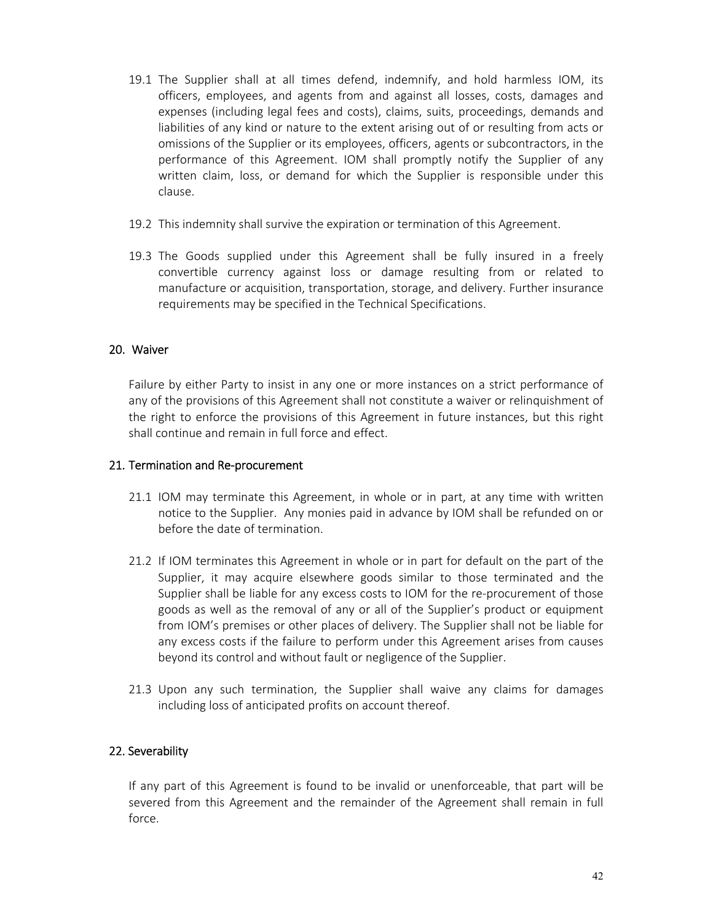19.1 The Supplier shall at all times defend, indemnify, and hold harmless IOM, its officers, employees, and agents from and against all losses, costs, damages and expenses (including legal fees and costs), claims, suits, proceedings, demands and liabilities of any kind or nature to the extent arising out of or resulting from acts or omissions of the Supplier or its employees, officers, agents or subcontractors, in the performance of this Agreement. IOM shall promptly notify the Supplier of any written claim, loss, or demand for which the Supplier is responsible under this clause.

19.2 This indemnity shall survive the expiration or termination of this Agreement.

19.3 The Goods supplied under this Agreement shall be fully insured in a freely convertible currency against loss or damage resulting from or related to manufacture or acquisition, transportation, storage, and delivery. Further insurance requirements may be specified in the Technical Specifications.

## 20. Waiver

Failure by either Party to insist in any one or more instances on a strict performance of any of the provisions of this Agreement shall not constitute a waiver or relinquishment of the right to enforce the provisions of this Agreement in future instances, but this right shall continue and remain in full force and effect.

## 21. Termination and Re-procurement

21.1 IOM may terminate this Agreement, in whole or in part, at any time with written notice to the Supplier. Any monies paid in advance by IOM shall be refunded on or before the date of termination.

21.2 If IOM terminates this Agreement in whole or in part for default on the part of the Supplier, it may acquire elsewhere goods similar to those terminated and the Supplier shall be liable for any excess costs to IOM for the re-procurement of those goods as well as the removal of any or all of the Supplier's product or equipment from IOM's premises or other places of delivery. The Supplier shall not be liable for any excess costs if the failure to perform under this Agreement arises from causes beyond its control and without fault or negligence of the Supplier.

21.3 Upon any such termination, the Supplier shall waive any claims for damages including loss of anticipated profits on account thereof.

## 22. Severability

If any part of this Agreement is found to be invalid or unenforceable, that part will be severed from this Agreement and the remainder of the Agreement shall remain in full force.